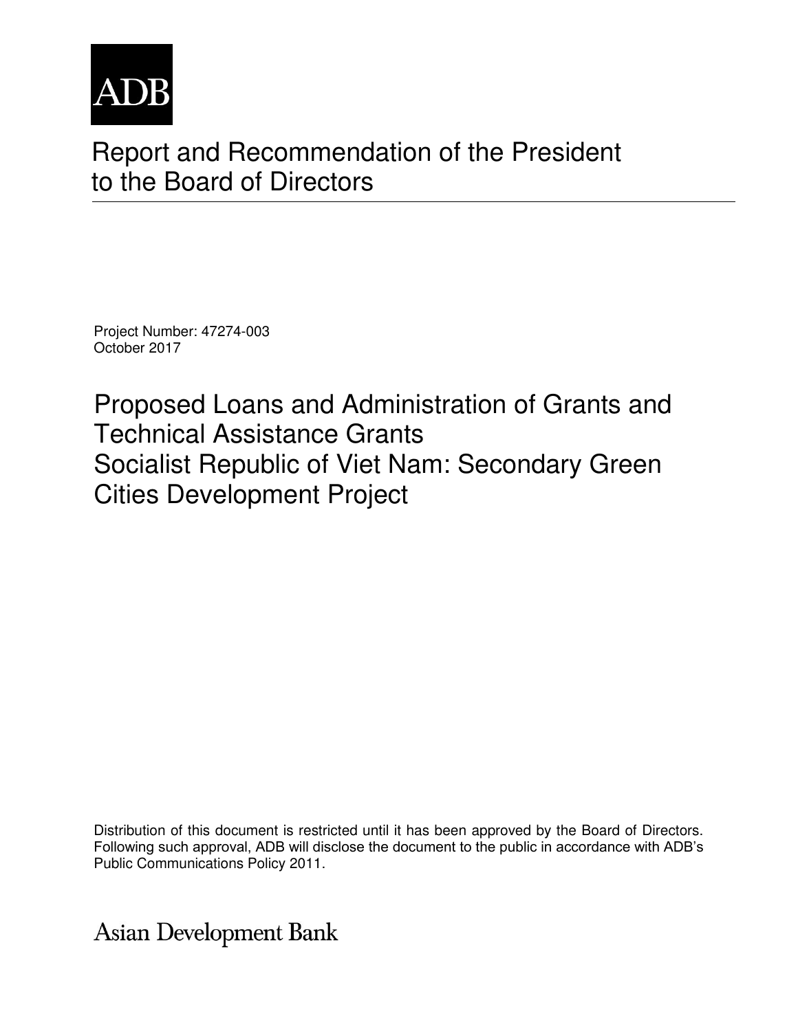ADB

# Report and Recommendation of the President to the Board of Directors

Project Number: 47274-003
October 2017

## Proposed Loans and Administration of Grants and Technical Assistance Grants
## Socialist Republic of Viet Nam: Secondary Green Cities Development Project

Distribution of this document is restricted until it has been approved by the Board of Directors. Following such approval, ADB will disclose the document to the public in accordance with ADB's Public Communications Policy 2011.

Asian Development Bank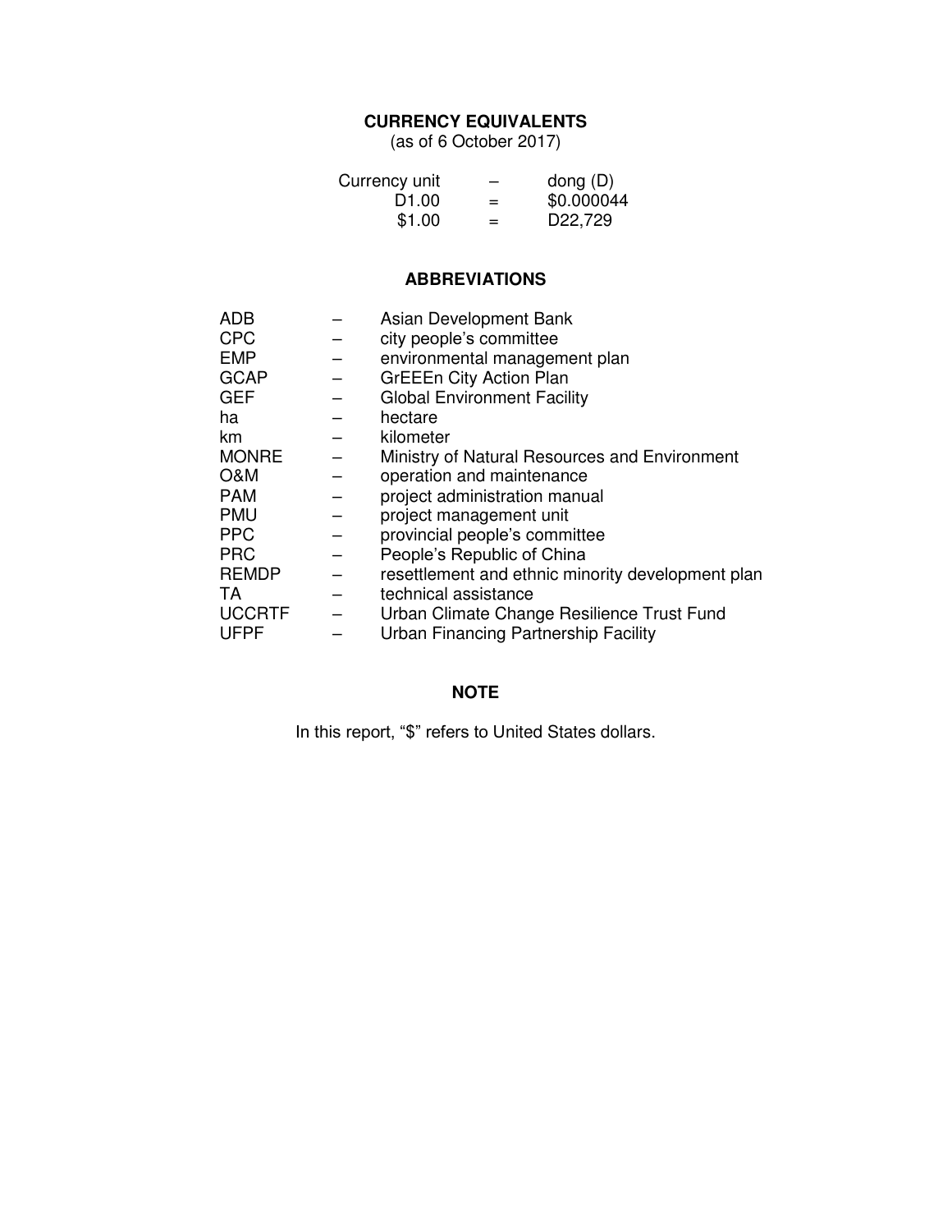## CURRENCY EQUIVALENTS

(as of 6 October 2017)

| | | |
|---|---|---|
| Currency unit | – | dong (D) |
| D1.00 | = | $0.000044 |
| $1.00 | = | D22,729 |

## ABBREVIATIONS

| | | |
|---|---|---|
| ADB | – | Asian Development Bank |
| CPC | – | city people's committee |
| EMP | – | environmental management plan |
| GCAP | – | GrEEEn City Action Plan |
| GEF | – | Global Environment Facility |
| ha | – | hectare |
| km | – | kilometer |
| MONRE | – | Ministry of Natural Resources and Environment |
| O&M | – | operation and maintenance |
| PAM | – | project administration manual |
| PMU | – | project management unit |
| PPC | – | provincial people's committee |
| PRC | – | People's Republic of China |
| REMDP | – | resettlement and ethnic minority development plan |
| TA | – | technical assistance |
| UCCRTF | – | Urban Climate Change Resilience Trust Fund |
| UFPF | – | Urban Financing Partnership Facility |

## NOTE

In this report, "$" refers to United States dollars.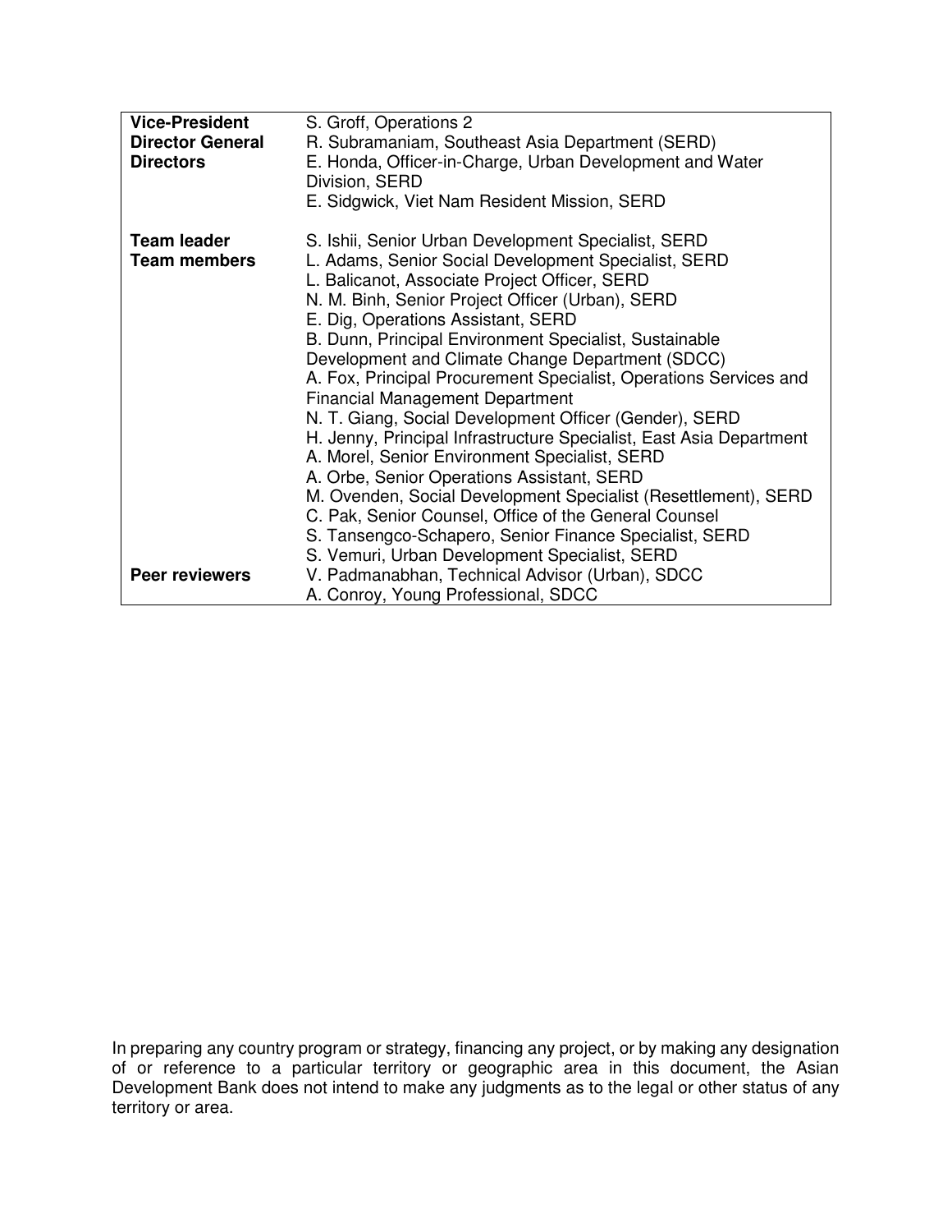| | |
|---|---|
| **Vice-President** | S. Groff, Operations 2 |
| **Director General** | R. Subramaniam, Southeast Asia Department (SERD) |
| **Directors** | E. Honda, Officer-in-Charge, Urban Development and Water Division, SERD |
| | E. Sidgwick, Viet Nam Resident Mission, SERD |
| | |
| **Team leader** | S. Ishii, Senior Urban Development Specialist, SERD |
| **Team members** | L. Adams, Senior Social Development Specialist, SERD |
| | L. Balicanot, Associate Project Officer, SERD |
| | N. M. Binh, Senior Project Officer (Urban), SERD |
| | E. Dig, Operations Assistant, SERD |
| | B. Dunn, Principal Environment Specialist, Sustainable Development and Climate Change Department (SDCC) |
| | A. Fox, Principal Procurement Specialist, Operations Services and Financial Management Department |
| | N. T. Giang, Social Development Officer (Gender), SERD |
| | H. Jenny, Principal Infrastructure Specialist, East Asia Department |
| | A. Morel, Senior Environment Specialist, SERD |
| | A. Orbe, Senior Operations Assistant, SERD |
| | M. Ovenden, Social Development Specialist (Resettlement), SERD |
| | C. Pak, Senior Counsel, Office of the General Counsel |
| | S. Tansengco-Schapero, Senior Finance Specialist, SERD |
| | S. Vemuri, Urban Development Specialist, SERD |
| **Peer reviewers** | V. Padmanabhan, Technical Advisor (Urban), SDCC |
| | A. Conroy, Young Professional, SDCC |

In preparing any country program or strategy, financing any project, or by making any designation of or reference to a particular territory or geographic area in this document, the Asian Development Bank does not intend to make any judgments as to the legal or other status of any territory or area.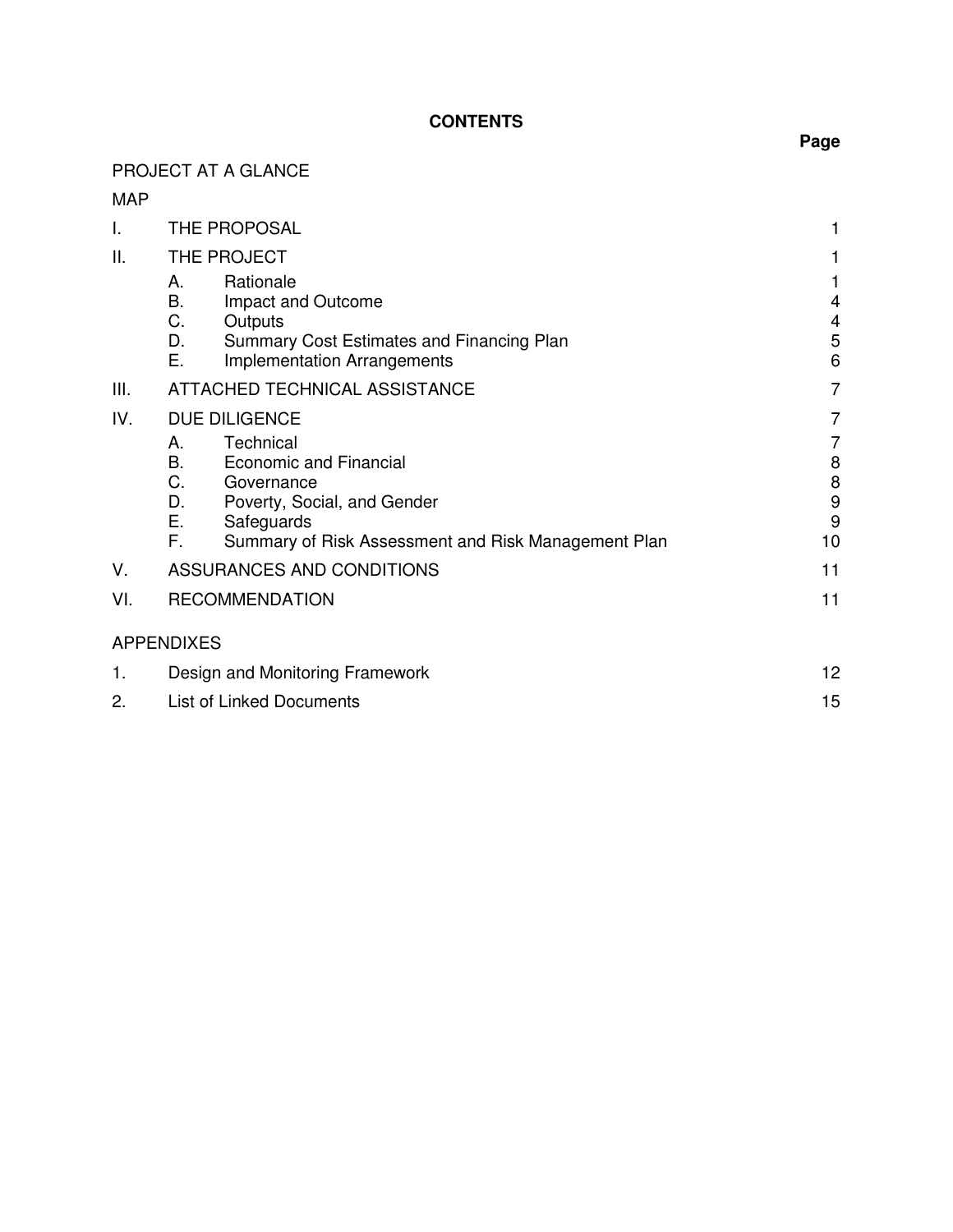# CONTENTS

| | | Page |
|---|---|---|
| PROJECT AT A GLANCE | | |
| MAP | | |
| I. | THE PROPOSAL | 1 |
| II. | THE PROJECT | 1 |
| | A. Rationale | 1 |
| | B. Impact and Outcome | 4 |
| | C. Outputs | 4 |
| | D. Summary Cost Estimates and Financing Plan | 5 |
| | E. Implementation Arrangements | 6 |
| III. | ATTACHED TECHNICAL ASSISTANCE | 7 |
| IV. | DUE DILIGENCE | 7 |
| | A. Technical | 7 |
| | B. Economic and Financial | 8 |
| | C. Governance | 8 |
| | D. Poverty, Social, and Gender | 9 |
| | E. Safeguards | 9 |
| | F. Summary of Risk Assessment and Risk Management Plan | 10 |
| V. | ASSURANCES AND CONDITIONS | 11 |
| VI. | RECOMMENDATION | 11 |
| APPENDIXES | | |
| 1. | Design and Monitoring Framework | 12 |
| 2. | List of Linked Documents | 15 |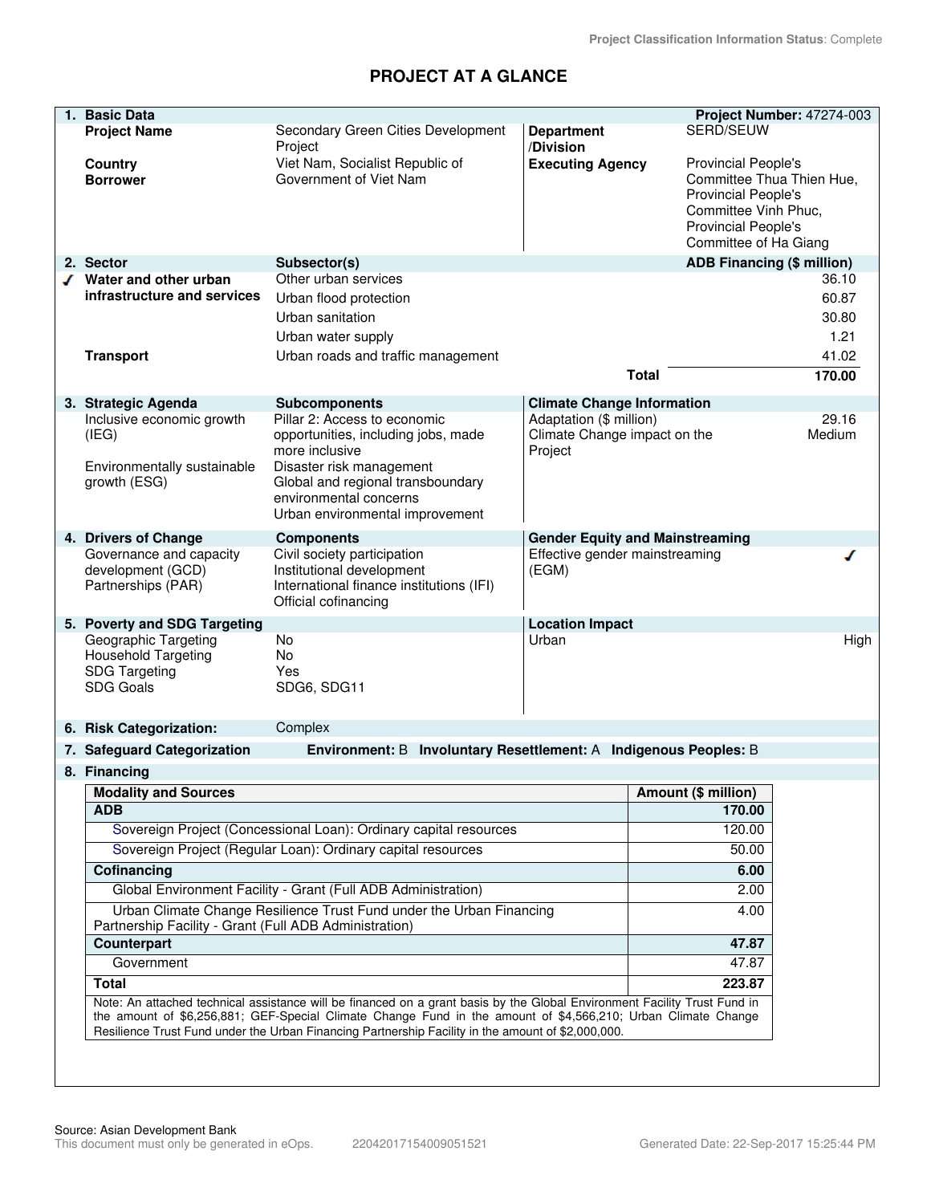Project Classification Information Status: Complete

# PROJECT AT A GLANCE

## 1. Basic Data

**Project Number:** 47274-003

| | | | |
|---|---|---|---|
| **Project Name** | Secondary Green Cities Development Project | **Department /Division** | SERD/SEUW |
| **Country** | Viet Nam, Socialist Republic of | **Executing Agency** | Provincial People's Committee Thua Thien Hue, Provincial People's Committee Vinh Phuc, Provincial People's Committee of Ha Giang |
| **Borrower** | Government of Viet Nam | | |

## 2. Sector

| Sector | Subsector(s) | ADB Financing ($ million) |
|---|---|---|
| ✓ **Water and other urban infrastructure and services** | Other urban services | 36.10 |
| | Urban flood protection | 60.87 |
| | Urban sanitation | 30.80 |
| | Urban water supply | 1.21 |
| **Transport** | Urban roads and traffic management | 41.02 |
| | **Total** | **170.00** |

## 3. Strategic Agenda

| Strategic Agenda | Subcomponents |
|---|---|
| Inclusive economic growth (IEG) | Pillar 2: Access to economic opportunities, including jobs, made more inclusive |
| Environmentally sustainable growth (ESG) | Disaster risk management<br>Global and regional transboundary environmental concerns<br>Urban environmental improvement |

**Climate Change Information**

| | |
|---|---|
| Adaptation ($ million) | 29.16 |
| Climate Change impact on the Project | Medium |

## 4. Drivers of Change

| Drivers of Change | Components |
|---|---|
| Governance and capacity development (GCD) | Civil society participation<br>Institutional development |
| Partnerships (PAR) | International finance institutions (IFI)<br>Official cofinancing |

**Gender Equity and Mainstreaming**

| | |
|---|---|
| Effective gender mainstreaming (EGM) | ✓ |

## 5. Poverty and SDG Targeting

| | |
|---|---|
| Geographic Targeting | No |
| Household Targeting | No |
| SDG Targeting | Yes |
| SDG Goals | SDG6, SDG11 |

**Location Impact**

| | |
|---|---|
| Urban | High |

## 6. Risk Categorization: Complex

## 7. Safeguard Categorization

**Environment:** B **Involuntary Resettlement:** A **Indigenous Peoples:** B

## 8. Financing

| Modality and Sources | Amount ($ million) |
|---|---|
| **ADB** | **170.00** |
| Sovereign Project (Concessional Loan): Ordinary capital resources | 120.00 |
| Sovereign Project (Regular Loan): Ordinary capital resources | 50.00 |
| **Cofinancing** | **6.00** |
| Global Environment Facility - Grant (Full ADB Administration) | 2.00 |
| Urban Climate Change Resilience Trust Fund under the Urban Financing Partnership Facility - Grant (Full ADB Administration) | 4.00 |
| **Counterpart** | **47.87** |
| Government | 47.87 |
| **Total** | **223.87** |

Note: An attached technical assistance will be financed on a grant basis by the Global Environment Facility Trust Fund in the amount of $6,256,881; GEF-Special Climate Change Fund in the amount of $4,566,210; Urban Climate Change Resilience Trust Fund under the Urban Financing Partnership Facility in the amount of $2,000,000.

Source: Asian Development Bank

This document must only be generated in eOps. 22042017154009051521 Generated Date: 22-Sep-2017 15:25:44 PM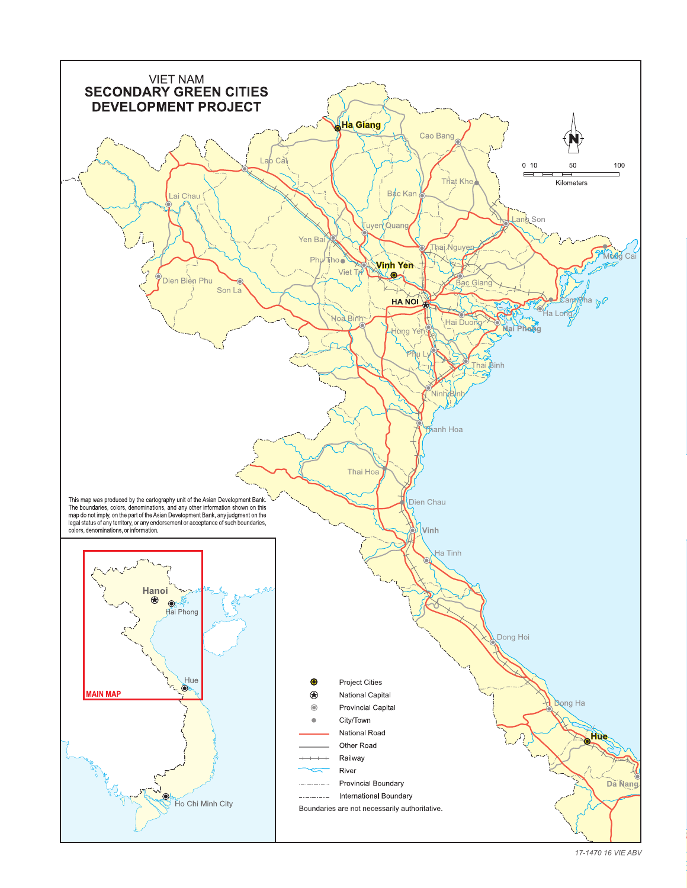# VIET NAM
# SECONDARY GREEN CITIES DEVELOPMENT PROJECT

This map was produced by the cartography unit of the Asian Development Bank. The boundaries, colors, denominations, and any other information shown on this map do not imply, on the part of the Asian Development Bank, any judgment on the legal status of any territory, or any endorsement or acceptance of such boundaries, colors, denominations, or information.

- Project Cities
- National Capital
- Provincial Capital
- City/Town
- National Road
- Other Road
- Railway
- River
- Provincial Boundary
- International Boundary

Boundaries are not necessarily authoritative.

17-1470 16 VIE ABV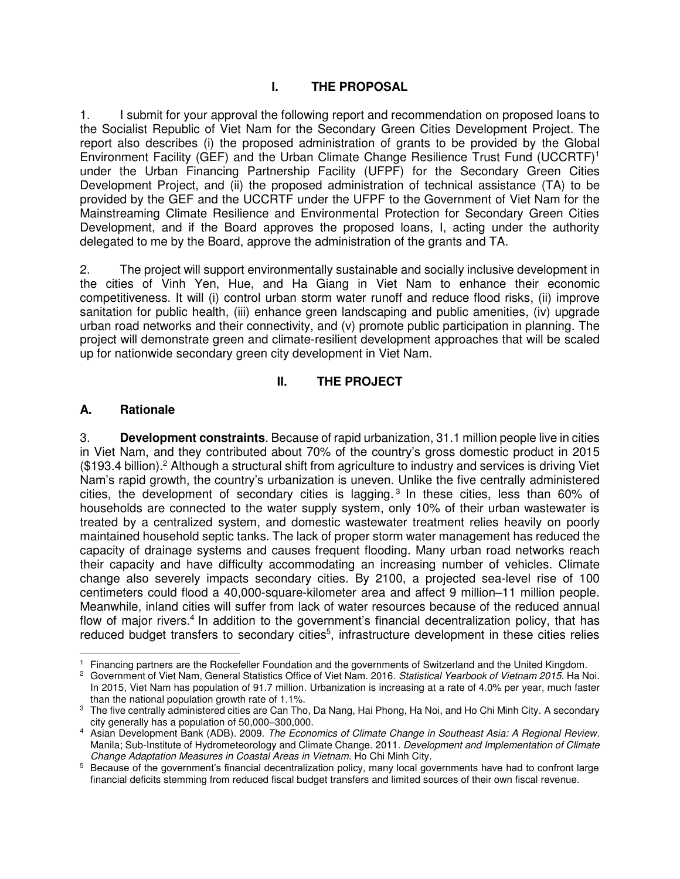# I. THE PROPOSAL

1. I submit for your approval the following report and recommendation on proposed loans to the Socialist Republic of Viet Nam for the Secondary Green Cities Development Project. The report also describes (i) the proposed administration of grants to be provided by the Global Environment Facility (GEF) and the Urban Climate Change Resilience Trust Fund (UCCRTF)[1] under the Urban Financing Partnership Facility (UFPF) for the Secondary Green Cities Development Project, and (ii) the proposed administration of technical assistance (TA) to be provided by the GEF and the UCCRTF under the UFPF to the Government of Viet Nam for the Mainstreaming Climate Resilience and Environmental Protection for Secondary Green Cities Development, and if the Board approves the proposed loans, I, acting under the authority delegated to me by the Board, approve the administration of the grants and TA.

2. The project will support environmentally sustainable and socially inclusive development in the cities of Vinh Yen, Hue, and Ha Giang in Viet Nam to enhance their economic competitiveness. It will (i) control urban storm water runoff and reduce flood risks, (ii) improve sanitation for public health, (iii) enhance green landscaping and public amenities, (iv) upgrade urban road networks and their connectivity, and (v) promote public participation in planning. The project will demonstrate green and climate-resilient development approaches that will be scaled up for nationwide secondary green city development in Viet Nam.

# II. THE PROJECT

## A. Rationale

3. **Development constraints**. Because of rapid urbanization, 31.1 million people live in cities in Viet Nam, and they contributed about 70% of the country's gross domestic product in 2015 ($193.4 billion).[2] Although a structural shift from agriculture to industry and services is driving Viet Nam's rapid growth, the country's urbanization is uneven. Unlike the five centrally administered cities, the development of secondary cities is lagging.[3] In these cities, less than 60% of households are connected to the water supply system, only 10% of their urban wastewater is treated by a centralized system, and domestic wastewater treatment relies heavily on poorly maintained household septic tanks. The lack of proper storm water management has reduced the capacity of drainage systems and causes frequent flooding. Many urban road networks reach their capacity and have difficulty accommodating an increasing number of vehicles. Climate change also severely impacts secondary cities. By 2100, a projected sea-level rise of 100 centimeters could flood a 40,000-square-kilometer area and affect 9 million–11 million people. Meanwhile, inland cities will suffer from lack of water resources because of the reduced annual flow of major rivers.[4] In addition to the government's financial decentralization policy, that has reduced budget transfers to secondary cities[5], infrastructure development in these cities relies

---

[1] Financing partners are the Rockefeller Foundation and the governments of Switzerland and the United Kingdom.

[2] Government of Viet Nam, General Statistics Office of Viet Nam. 2016. *Statistical Yearbook of Vietnam 2015*. Ha Noi. In 2015, Viet Nam has population of 91.7 million. Urbanization is increasing at a rate of 4.0% per year, much faster than the national population growth rate of 1.1%.

[3] The five centrally administered cities are Can Tho, Da Nang, Hai Phong, Ha Noi, and Ho Chi Minh City. A secondary city generally has a population of 50,000–300,000.

[4] Asian Development Bank (ADB). 2009. *The Economics of Climate Change in Southeast Asia: A Regional Review*. Manila; Sub-Institute of Hydrometeorology and Climate Change. 2011. *Development and Implementation of Climate Change Adaptation Measures in Coastal Areas in Vietnam*. Ho Chi Minh City.

[5] Because of the government's financial decentralization policy, many local governments have had to confront large financial deficits stemming from reduced fiscal budget transfers and limited sources of their own fiscal revenue.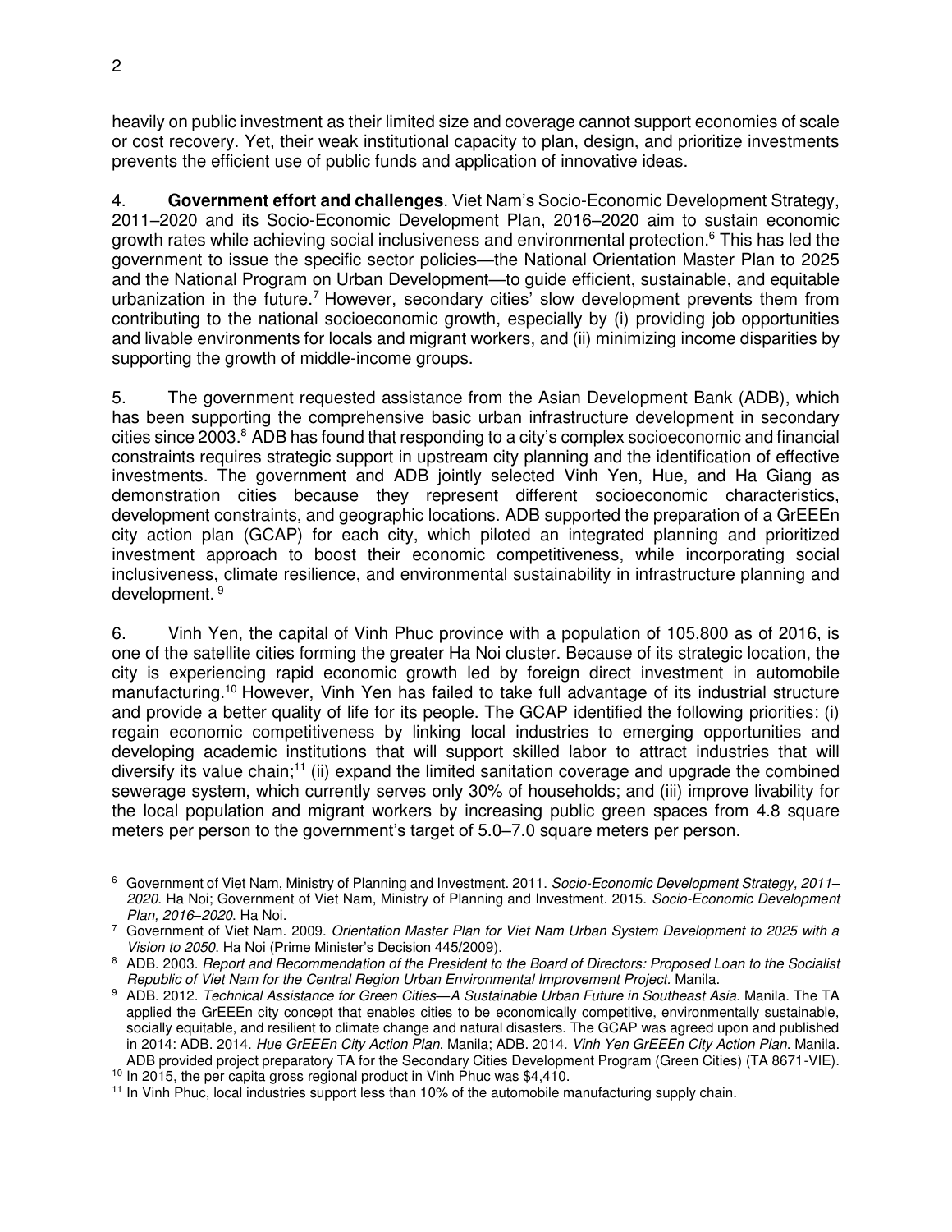heavily on public investment as their limited size and coverage cannot support economies of scale or cost recovery. Yet, their weak institutional capacity to plan, design, and prioritize investments prevents the efficient use of public funds and application of innovative ideas.

4. **Government effort and challenges**. Viet Nam's Socio-Economic Development Strategy, 2011–2020 and its Socio-Economic Development Plan, 2016–2020 aim to sustain economic growth rates while achieving social inclusiveness and environmental protection.[6] This has led the government to issue the specific sector policies—the National Orientation Master Plan to 2025 and the National Program on Urban Development—to guide efficient, sustainable, and equitable urbanization in the future.[7] However, secondary cities' slow development prevents them from contributing to the national socioeconomic growth, especially by (i) providing job opportunities and livable environments for locals and migrant workers, and (ii) minimizing income disparities by supporting the growth of middle-income groups.

5. The government requested assistance from the Asian Development Bank (ADB), which has been supporting the comprehensive basic urban infrastructure development in secondary cities since 2003.[8] ADB has found that responding to a city's complex socioeconomic and financial constraints requires strategic support in upstream city planning and the identification of effective investments. The government and ADB jointly selected Vinh Yen, Hue, and Ha Giang as demonstration cities because they represent different socioeconomic characteristics, development constraints, and geographic locations. ADB supported the preparation of a GrEEEn city action plan (GCAP) for each city, which piloted an integrated planning and prioritized investment approach to boost their economic competitiveness, while incorporating social inclusiveness, climate resilience, and environmental sustainability in infrastructure planning and development.[9]

6. Vinh Yen, the capital of Vinh Phuc province with a population of 105,800 as of 2016, is one of the satellite cities forming the greater Ha Noi cluster. Because of its strategic location, the city is experiencing rapid economic growth led by foreign direct investment in automobile manufacturing.[10] However, Vinh Yen has failed to take full advantage of its industrial structure and provide a better quality of life for its people. The GCAP identified the following priorities: (i) regain economic competitiveness by linking local industries to emerging opportunities and developing academic institutions that will support skilled labor to attract industries that will diversify its value chain;[11] (ii) expand the limited sanitation coverage and upgrade the combined sewerage system, which currently serves only 30% of households; and (iii) improve livability for the local population and migrant workers by increasing public green spaces from 4.8 square meters per person to the government's target of 5.0–7.0 square meters per person.

---

[6] Government of Viet Nam, Ministry of Planning and Investment. 2011. *Socio-Economic Development Strategy, 2011–2020*. Ha Noi; Government of Viet Nam, Ministry of Planning and Investment. 2015. *Socio-Economic Development Plan, 2016–2020*. Ha Noi.

[7] Government of Viet Nam. 2009. *Orientation Master Plan for Viet Nam Urban System Development to 2025 with a Vision to 2050*. Ha Noi (Prime Minister's Decision 445/2009).

[8] ADB. 2003. *Report and Recommendation of the President to the Board of Directors: Proposed Loan to the Socialist Republic of Viet Nam for the Central Region Urban Environmental Improvement Project*. Manila.

[9] ADB. 2012. *Technical Assistance for Green Cities—A Sustainable Urban Future in Southeast Asia*. Manila. The TA applied the GrEEEn city concept that enables cities to be economically competitive, environmentally sustainable, socially equitable, and resilient to climate change and natural disasters. The GCAP was agreed upon and published in 2014: ADB. 2014. *Hue GrEEEn City Action Plan*. Manila; ADB. 2014. *Vinh Yen GrEEEn City Action Plan*. Manila. ADB provided project preparatory TA for the Secondary Cities Development Program (Green Cities) (TA 8671-VIE).

[10] In 2015, the per capita gross regional product in Vinh Phuc was $4,410.

[11] In Vinh Phuc, local industries support less than 10% of the automobile manufacturing supply chain.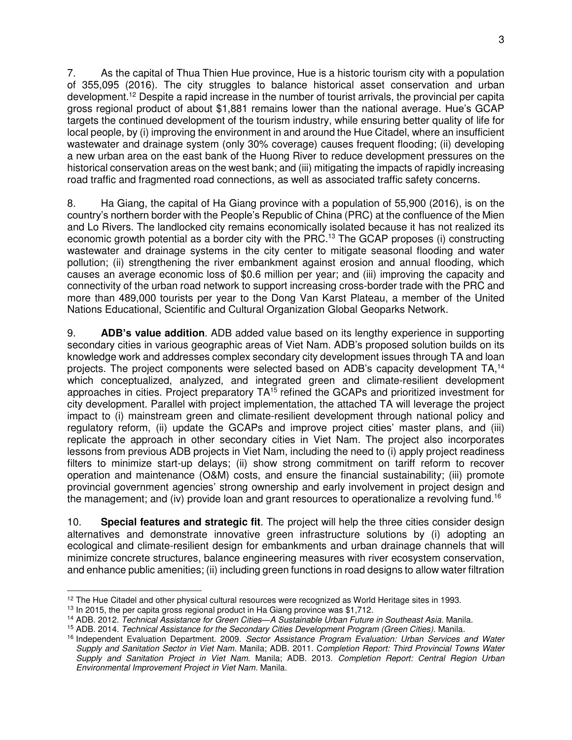7. As the capital of Thua Thien Hue province, Hue is a historic tourism city with a population of 355,095 (2016). The city struggles to balance historical asset conservation and urban development.[12] Despite a rapid increase in the number of tourist arrivals, the provincial per capita gross regional product of about $1,881 remains lower than the national average. Hue's GCAP targets the continued development of the tourism industry, while ensuring better quality of life for local people, by (i) improving the environment in and around the Hue Citadel, where an insufficient wastewater and drainage system (only 30% coverage) causes frequent flooding; (ii) developing a new urban area on the east bank of the Huong River to reduce development pressures on the historical conservation areas on the west bank; and (iii) mitigating the impacts of rapidly increasing road traffic and fragmented road connections, as well as associated traffic safety concerns.

8. Ha Giang, the capital of Ha Giang province with a population of 55,900 (2016), is on the country's northern border with the People's Republic of China (PRC) at the confluence of the Mien and Lo Rivers. The landlocked city remains economically isolated because it has not realized its economic growth potential as a border city with the PRC.[13] The GCAP proposes (i) constructing wastewater and drainage systems in the city center to mitigate seasonal flooding and water pollution; (ii) strengthening the river embankment against erosion and annual flooding, which causes an average economic loss of $0.6 million per year; and (iii) improving the capacity and connectivity of the urban road network to support increasing cross-border trade with the PRC and more than 489,000 tourists per year to the Dong Van Karst Plateau, a member of the United Nations Educational, Scientific and Cultural Organization Global Geoparks Network.

9. **ADB's value addition**. ADB added value based on its lengthy experience in supporting secondary cities in various geographic areas of Viet Nam. ADB's proposed solution builds on its knowledge work and addresses complex secondary city development issues through TA and loan projects. The project components were selected based on ADB's capacity development TA,[14] which conceptualized, analyzed, and integrated green and climate-resilient development approaches in cities. Project preparatory TA[15] refined the GCAPs and prioritized investment for city development. Parallel with project implementation, the attached TA will leverage the project impact to (i) mainstream green and climate-resilient development through national policy and regulatory reform, (ii) update the GCAPs and improve project cities' master plans, and (iii) replicate the approach in other secondary cities in Viet Nam. The project also incorporates lessons from previous ADB projects in Viet Nam, including the need to (i) apply project readiness filters to minimize start-up delays; (ii) show strong commitment on tariff reform to recover operation and maintenance (O&M) costs, and ensure the financial sustainability; (iii) promote provincial government agencies' strong ownership and early involvement in project design and the management; and (iv) provide loan and grant resources to operationalize a revolving fund.[16]

10. **Special features and strategic fit**. The project will help the three cities consider design alternatives and demonstrate innovative green infrastructure solutions by (i) adopting an ecological and climate-resilient design for embankments and urban drainage channels that will minimize concrete structures, balance engineering measures with river ecosystem conservation, and enhance public amenities; (ii) including green functions in road designs to allow water filtration

---

[12] The Hue Citadel and other physical cultural resources were recognized as World Heritage sites in 1993.

[13] In 2015, the per capita gross regional product in Ha Giang province was $1,712.

[14] ADB. 2012. *Technical Assistance for Green Cities—A Sustainable Urban Future in Southeast Asia*. Manila.

[15] ADB. 2014. *Technical Assistance for the Secondary Cities Development Program (Green Cities)*. Manila.

[16] Independent Evaluation Department. 2009. *Sector Assistance Program Evaluation: Urban Services and Water Supply and Sanitation Sector in Viet Nam*. Manila; ADB. 2011. *Completion Report: Third Provincial Towns Water Supply and Sanitation Project in Viet Nam*. Manila; ADB. 2013. *Completion Report: Central Region Urban Environmental Improvement Project in Viet Nam*. Manila.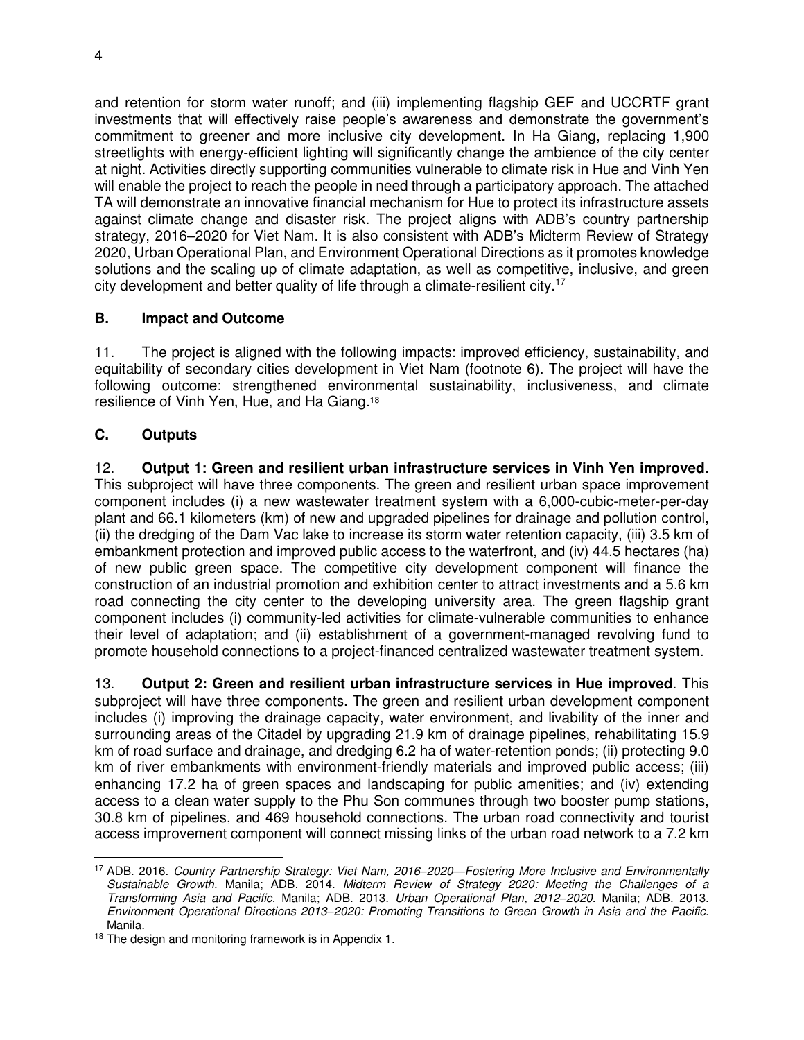and retention for storm water runoff; and (iii) implementing flagship GEF and UCCRTF grant investments that will effectively raise people's awareness and demonstrate the government's commitment to greener and more inclusive city development. In Ha Giang, replacing 1,900 streetlights with energy-efficient lighting will significantly change the ambience of the city center at night. Activities directly supporting communities vulnerable to climate risk in Hue and Vinh Yen will enable the project to reach the people in need through a participatory approach. The attached TA will demonstrate an innovative financial mechanism for Hue to protect its infrastructure assets against climate change and disaster risk. The project aligns with ADB's country partnership strategy, 2016–2020 for Viet Nam. It is also consistent with ADB's Midterm Review of Strategy 2020, Urban Operational Plan, and Environment Operational Directions as it promotes knowledge solutions and the scaling up of climate adaptation, as well as competitive, inclusive, and green city development and better quality of life through a climate-resilient city.[17]

### B. Impact and Outcome

11. The project is aligned with the following impacts: improved efficiency, sustainability, and equitability of secondary cities development in Viet Nam (footnote 6). The project will have the following outcome: strengthened environmental sustainability, inclusiveness, and climate resilience of Vinh Yen, Hue, and Ha Giang.[18]

### C. Outputs

12. **Output 1: Green and resilient urban infrastructure services in Vinh Yen improved**. This subproject will have three components. The green and resilient urban space improvement component includes (i) a new wastewater treatment system with a 6,000-cubic-meter-per-day plant and 66.1 kilometers (km) of new and upgraded pipelines for drainage and pollution control, (ii) the dredging of the Dam Vac lake to increase its storm water retention capacity, (iii) 3.5 km of embankment protection and improved public access to the waterfront, and (iv) 44.5 hectares (ha) of new public green space. The competitive city development component will finance the construction of an industrial promotion and exhibition center to attract investments and a 5.6 km road connecting the city center to the developing university area. The green flagship grant component includes (i) community-led activities for climate-vulnerable communities to enhance their level of adaptation; and (ii) establishment of a government-managed revolving fund to promote household connections to a project-financed centralized wastewater treatment system.

13. **Output 2: Green and resilient urban infrastructure services in Hue improved**. This subproject will have three components. The green and resilient urban development component includes (i) improving the drainage capacity, water environment, and livability of the inner and surrounding areas of the Citadel by upgrading 21.9 km of drainage pipelines, rehabilitating 15.9 km of road surface and drainage, and dredging 6.2 ha of water-retention ponds; (ii) protecting 9.0 km of river embankments with environment-friendly materials and improved public access; (iii) enhancing 17.2 ha of green spaces and landscaping for public amenities; and (iv) extending access to a clean water supply to the Phu Son communes through two booster pump stations, 30.8 km of pipelines, and 469 household connections. The urban road connectivity and tourist access improvement component will connect missing links of the urban road network to a 7.2 km

---

[17] ADB. 2016. *Country Partnership Strategy: Viet Nam, 2016–2020—Fostering More Inclusive and Environmentally Sustainable Growth*. Manila; ADB. 2014. *Midterm Review of Strategy 2020: Meeting the Challenges of a Transforming Asia and Pacific*. Manila; ADB. 2013. *Urban Operational Plan, 2012–2020*. Manila; ADB. 2013. *Environment Operational Directions 2013–2020: Promoting Transitions to Green Growth in Asia and the Pacific*. Manila.

[18] The design and monitoring framework is in Appendix 1.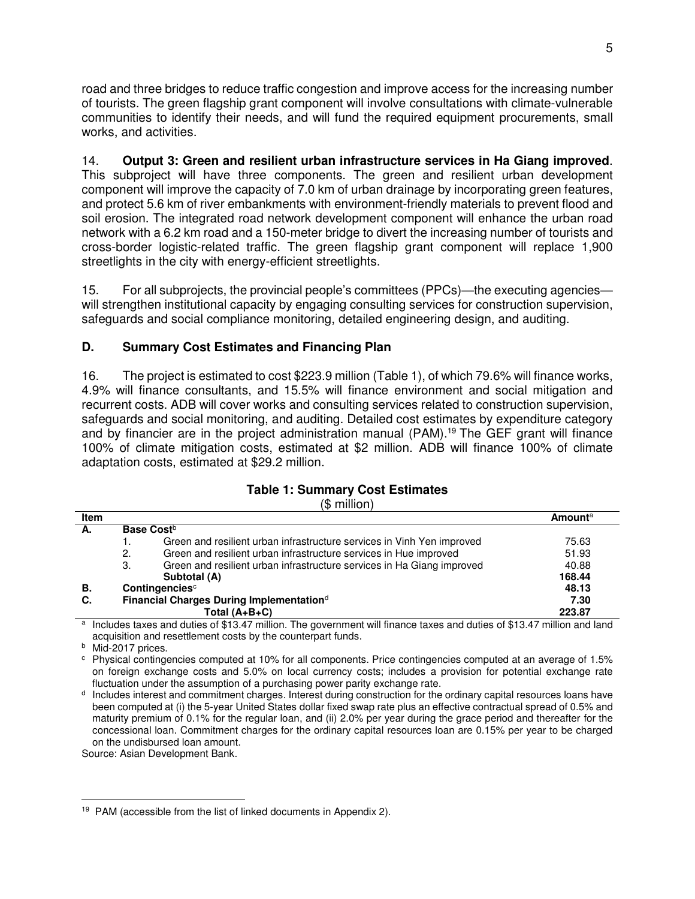road and three bridges to reduce traffic congestion and improve access for the increasing number of tourists. The green flagship grant component will involve consultations with climate-vulnerable communities to identify their needs, and will fund the required equipment procurements, small works, and activities.

14. **Output 3: Green and resilient urban infrastructure services in Ha Giang improved**. This subproject will have three components. The green and resilient urban development component will improve the capacity of 7.0 km of urban drainage by incorporating green features, and protect 5.6 km of river embankments with environment-friendly materials to prevent flood and soil erosion. The integrated road network development component will enhance the urban road network with a 6.2 km road and a 150-meter bridge to divert the increasing number of tourists and cross-border logistic-related traffic. The green flagship grant component will replace 1,900 streetlights in the city with energy-efficient streetlights.

15. For all subprojects, the provincial people's committees (PPCs)—the executing agencies—will strengthen institutional capacity by engaging consulting services for construction supervision, safeguards and social compliance monitoring, detailed engineering design, and auditing.

### D. Summary Cost Estimates and Financing Plan

16. The project is estimated to cost $223.9 million (Table 1), of which 79.6% will finance works, 4.9% will finance consultants, and 15.5% will finance environment and social mitigation and recurrent costs. ADB will cover works and consulting services related to construction supervision, safeguards and social monitoring, and auditing. Detailed cost estimates by expenditure category and by financier are in the project administration manual (PAM).[19] The GEF grant will finance 100% of climate mitigation costs, estimated at $2 million. ADB will finance 100% of climate adaptation costs, estimated at $29.2 million.

**Table 1: Summary Cost Estimates**
($ million)

| Item | | | Amount[a] |
|---|---|---|---|
| **A.** | **Base Cost**[b] | | |
| | 1. | Green and resilient urban infrastructure services in Vinh Yen improved | 75.63 |
| | 2. | Green and resilient urban infrastructure services in Hue improved | 51.93 |
| | 3. | Green and resilient urban infrastructure services in Ha Giang improved | 40.88 |
| | | **Subtotal (A)** | **168.44** |
| **B.** | **Contingencies**[c] | | **48.13** |
| **C.** | **Financial Charges During Implementation**[d] | | **7.30** |
| | | **Total (A+B+C)** | **223.87** |

[a] Includes taxes and duties of $13.47 million. The government will finance taxes and duties of $13.47 million and land acquisition and resettlement costs by the counterpart funds.

[b] Mid-2017 prices.

[c] Physical contingencies computed at 10% for all components. Price contingencies computed at an average of 1.5% on foreign exchange costs and 5.0% on local currency costs; includes a provision for potential exchange rate fluctuation under the assumption of a purchasing power parity exchange rate.

[d] Includes interest and commitment charges. Interest during construction for the ordinary capital resources loans have been computed at (i) the 5-year United States dollar fixed swap rate plus an effective contractual spread of 0.5% and maturity premium of 0.1% for the regular loan, and (ii) 2.0% per year during the grace period and thereafter for the concessional loan. Commitment charges for the ordinary capital resources loan are 0.15% per year to be charged on the undisbursed loan amount.

Source: Asian Development Bank.

[19] PAM (accessible from the list of linked documents in Appendix 2).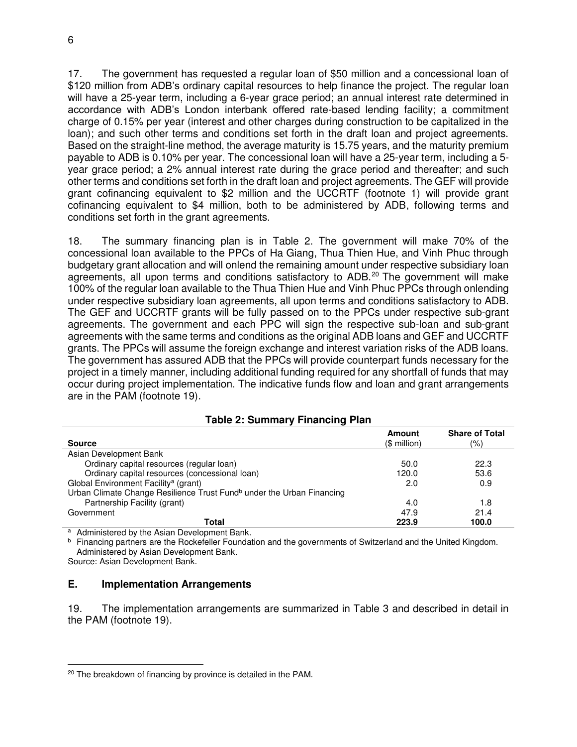17. The government has requested a regular loan of $50 million and a concessional loan of $120 million from ADB's ordinary capital resources to help finance the project. The regular loan will have a 25-year term, including a 6-year grace period; an annual interest rate determined in accordance with ADB's London interbank offered rate-based lending facility; a commitment charge of 0.15% per year (interest and other charges during construction to be capitalized in the loan); and such other terms and conditions set forth in the draft loan and project agreements. Based on the straight-line method, the average maturity is 15.75 years, and the maturity premium payable to ADB is 0.10% per year. The concessional loan will have a 25-year term, including a 5-year grace period; a 2% annual interest rate during the grace period and thereafter; and such other terms and conditions set forth in the draft loan and project agreements. The GEF will provide grant cofinancing equivalent to $2 million and the UCCRTF (footnote 1) will provide grant cofinancing equivalent to $4 million, both to be administered by ADB, following terms and conditions set forth in the grant agreements.

18. The summary financing plan is in Table 2. The government will make 70% of the concessional loan available to the PPCs of Ha Giang, Thua Thien Hue, and Vinh Phuc through budgetary grant allocation and will onlend the remaining amount under respective subsidiary loan agreements, all upon terms and conditions satisfactory to ADB.[20] The government will make 100% of the regular loan available to the Thua Thien Hue and Vinh Phuc PPCs through onlending under respective subsidiary loan agreements, all upon terms and conditions satisfactory to ADB. The GEF and UCCRTF grants will be fully passed on to the PPCs under respective sub-grant agreements. The government and each PPC will sign the respective sub-loan and sub-grant agreements with the same terms and conditions as the original ADB loans and GEF and UCCRTF grants. The PPCs will assume the foreign exchange and interest variation risks of the ADB loans. The government has assured ADB that the PPCs will provide counterpart funds necessary for the project in a timely manner, including additional funding required for any shortfall of funds that may occur during project implementation. The indicative funds flow and loan and grant arrangements are in the PAM (footnote 19).

**Table 2: Summary Financing Plan**

| Source | Amount ($ million) | Share of Total (%) |
|---|---|---|
| Asian Development Bank | | |
| Ordinary capital resources (regular loan) | 50.0 | 22.3 |
| Ordinary capital resources (concessional loan) | 120.0 | 53.6 |
| Global Environment Facility[a] (grant) | 2.0 | 0.9 |
| Urban Climate Change Resilience Trust Fund[b] under the Urban Financing Partnership Facility (grant) | 4.0 | 1.8 |
| Government | 47.9 | 21.4 |
| **Total** | **223.9** | **100.0** |

[a] Administered by the Asian Development Bank.
[b] Financing partners are the Rockefeller Foundation and the governments of Switzerland and the United Kingdom. Administered by Asian Development Bank.
Source: Asian Development Bank.

### E. Implementation Arrangements

19. The implementation arrangements are summarized in Table 3 and described in detail in the PAM (footnote 19).

[20] The breakdown of financing by province is detailed in the PAM.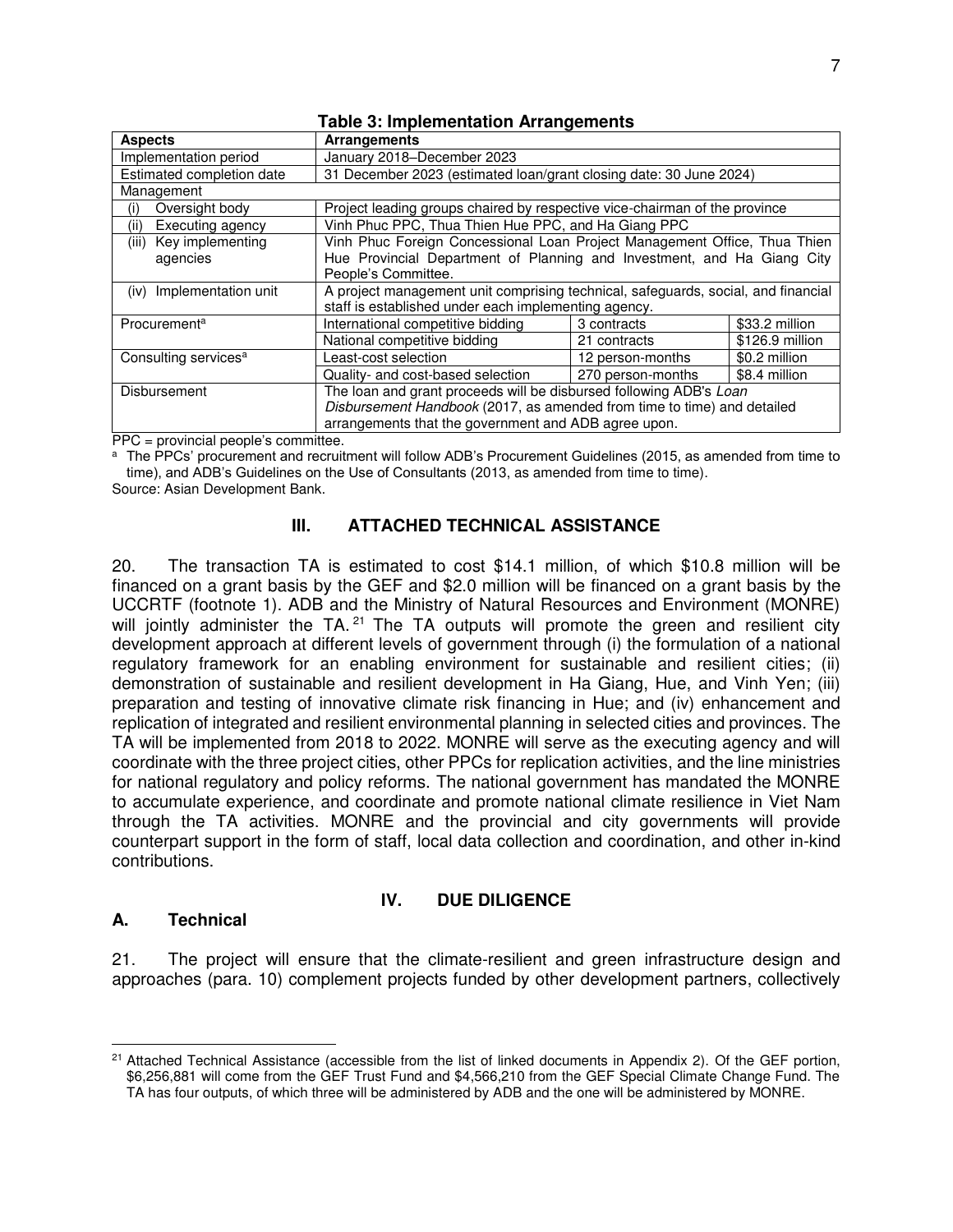**Table 3: Implementation Arrangements**

| Aspects | Arrangements | | |
|---|---|---|---|
| Implementation period | January 2018–December 2023 | | |
| Estimated completion date | 31 December 2023 (estimated loan/grant closing date: 30 June 2024) | | |
| Management | | | |
| (i) Oversight body | Project leading groups chaired by respective vice-chairman of the province | | |
| (ii) Executing agency | Vinh Phuc PPC, Thua Thien Hue PPC, and Ha Giang PPC | | |
| (iii) Key implementing agencies | Vinh Phuc Foreign Concessional Loan Project Management Office, Thua Thien Hue Provincial Department of Planning and Investment, and Ha Giang City People's Committee. | | |
| (iv) Implementation unit | A project management unit comprising technical, safeguards, social, and financial staff is established under each implementing agency. | | |
| Procurement[a] | International competitive bidding | 3 contracts | $33.2 million |
| | National competitive bidding | 21 contracts | $126.9 million |
| Consulting services[a] | Least-cost selection | 12 person-months | $0.2 million |
| | Quality- and cost-based selection | 270 person-months | $8.4 million |
| Disbursement | The loan and grant proceeds will be disbursed following ADB's *Loan Disbursement Handbook* (2017, as amended from time to time) and detailed arrangements that the government and ADB agree upon. | | |

PPC = provincial people's committee.

[a] The PPCs' procurement and recruitment will follow ADB's Procurement Guidelines (2015, as amended from time to time), and ADB's Guidelines on the Use of Consultants (2013, as amended from time to time).

Source: Asian Development Bank.

## III. ATTACHED TECHNICAL ASSISTANCE

20. The transaction TA is estimated to cost $14.1 million, of which $10.8 million will be financed on a grant basis by the GEF and $2.0 million will be financed on a grant basis by the UCCRTF (footnote 1). ADB and the Ministry of Natural Resources and Environment (MONRE) will jointly administer the TA.[21] The TA outputs will promote the green and resilient city development approach at different levels of government through (i) the formulation of a national regulatory framework for an enabling environment for sustainable and resilient cities; (ii) demonstration of sustainable and resilient development in Ha Giang, Hue, and Vinh Yen; (iii) preparation and testing of innovative climate risk financing in Hue; and (iv) enhancement and replication of integrated and resilient environmental planning in selected cities and provinces. The TA will be implemented from 2018 to 2022. MONRE will serve as the executing agency and will coordinate with the three project cities, other PPCs for replication activities, and the line ministries for national regulatory and policy reforms. The national government has mandated the MONRE to accumulate experience, and coordinate and promote national climate resilience in Viet Nam through the TA activities. MONRE and the provincial and city governments will provide counterpart support in the form of staff, local data collection and coordination, and other in-kind contributions.

## IV. DUE DILIGENCE

### A. Technical

21. The project will ensure that the climate-resilient and green infrastructure design and approaches (para. 10) complement projects funded by other development partners, collectively

[21] Attached Technical Assistance (accessible from the list of linked documents in Appendix 2). Of the GEF portion, $6,256,881 will come from the GEF Trust Fund and $4,566,210 from the GEF Special Climate Change Fund. The TA has four outputs, of which three will be administered by ADB and the one will be administered by MONRE.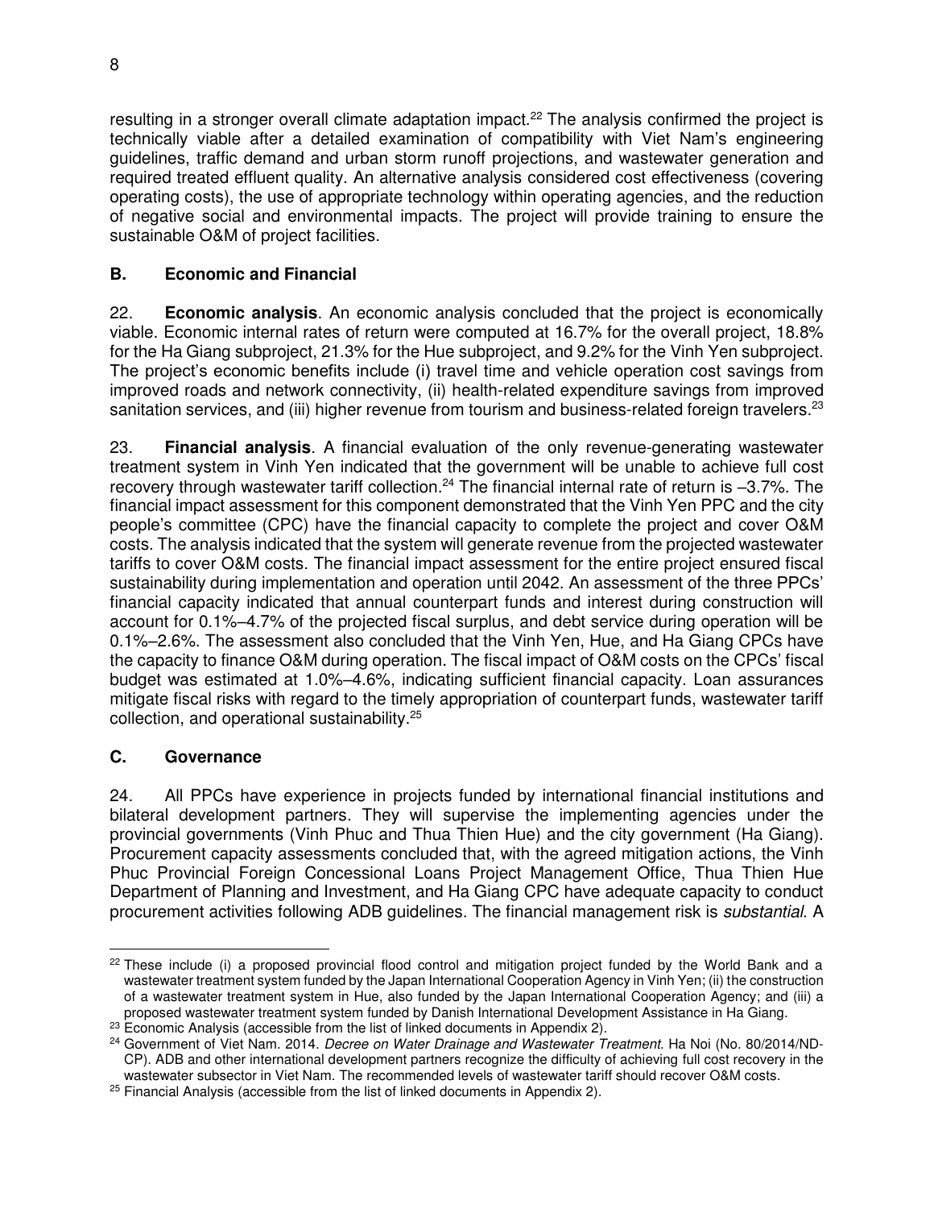resulting in a stronger overall climate adaptation impact.[22] The analysis confirmed the project is technically viable after a detailed examination of compatibility with Viet Nam's engineering guidelines, traffic demand and urban storm runoff projections, and wastewater generation and required treated effluent quality. An alternative analysis considered cost effectiveness (covering operating costs), the use of appropriate technology within operating agencies, and the reduction of negative social and environmental impacts. The project will provide training to ensure the sustainable O&M of project facilities.

## B. Economic and Financial

22. **Economic analysis**. An economic analysis concluded that the project is economically viable. Economic internal rates of return were computed at 16.7% for the overall project, 18.8% for the Ha Giang subproject, 21.3% for the Hue subproject, and 9.2% for the Vinh Yen subproject. The project's economic benefits include (i) travel time and vehicle operation cost savings from improved roads and network connectivity, (ii) health-related expenditure savings from improved sanitation services, and (iii) higher revenue from tourism and business-related foreign travelers.[23]

23. **Financial analysis**. A financial evaluation of the only revenue-generating wastewater treatment system in Vinh Yen indicated that the government will be unable to achieve full cost recovery through wastewater tariff collection.[24] The financial internal rate of return is –3.7%. The financial impact assessment for this component demonstrated that the Vinh Yen PPC and the city people's committee (CPC) have the financial capacity to complete the project and cover O&M costs. The analysis indicated that the system will generate revenue from the projected wastewater tariffs to cover O&M costs. The financial impact assessment for the entire project ensured fiscal sustainability during implementation and operation until 2042. An assessment of the three PPCs' financial capacity indicated that annual counterpart funds and interest during construction will account for 0.1%–4.7% of the projected fiscal surplus, and debt service during operation will be 0.1%–2.6%. The assessment also concluded that the Vinh Yen, Hue, and Ha Giang CPCs have the capacity to finance O&M during operation. The fiscal impact of O&M costs on the CPCs' fiscal budget was estimated at 1.0%–4.6%, indicating sufficient financial capacity. Loan assurances mitigate fiscal risks with regard to the timely appropriation of counterpart funds, wastewater tariff collection, and operational sustainability.[25]

## C. Governance

24. All PPCs have experience in projects funded by international financial institutions and bilateral development partners. They will supervise the implementing agencies under the provincial governments (Vinh Phuc and Thua Thien Hue) and the city government (Ha Giang). Procurement capacity assessments concluded that, with the agreed mitigation actions, the Vinh Phuc Provincial Foreign Concessional Loans Project Management Office, Thua Thien Hue Department of Planning and Investment, and Ha Giang CPC have adequate capacity to conduct procurement activities following ADB guidelines. The financial management risk is *substantial*. A

---

[22] These include (i) a proposed provincial flood control and mitigation project funded by the World Bank and a wastewater treatment system funded by the Japan International Cooperation Agency in Vinh Yen; (ii) the construction of a wastewater treatment system in Hue, also funded by the Japan International Cooperation Agency; and (iii) a proposed wastewater treatment system funded by Danish International Development Assistance in Ha Giang.

[23] Economic Analysis (accessible from the list of linked documents in Appendix 2).

[24] Government of Viet Nam. 2014. *Decree on Water Drainage and Wastewater Treatment*. Ha Noi (No. 80/2014/ND-CP). ADB and other international development partners recognize the difficulty of achieving full cost recovery in the wastewater subsector in Viet Nam. The recommended levels of wastewater tariff should recover O&M costs.

[25] Financial Analysis (accessible from the list of linked documents in Appendix 2).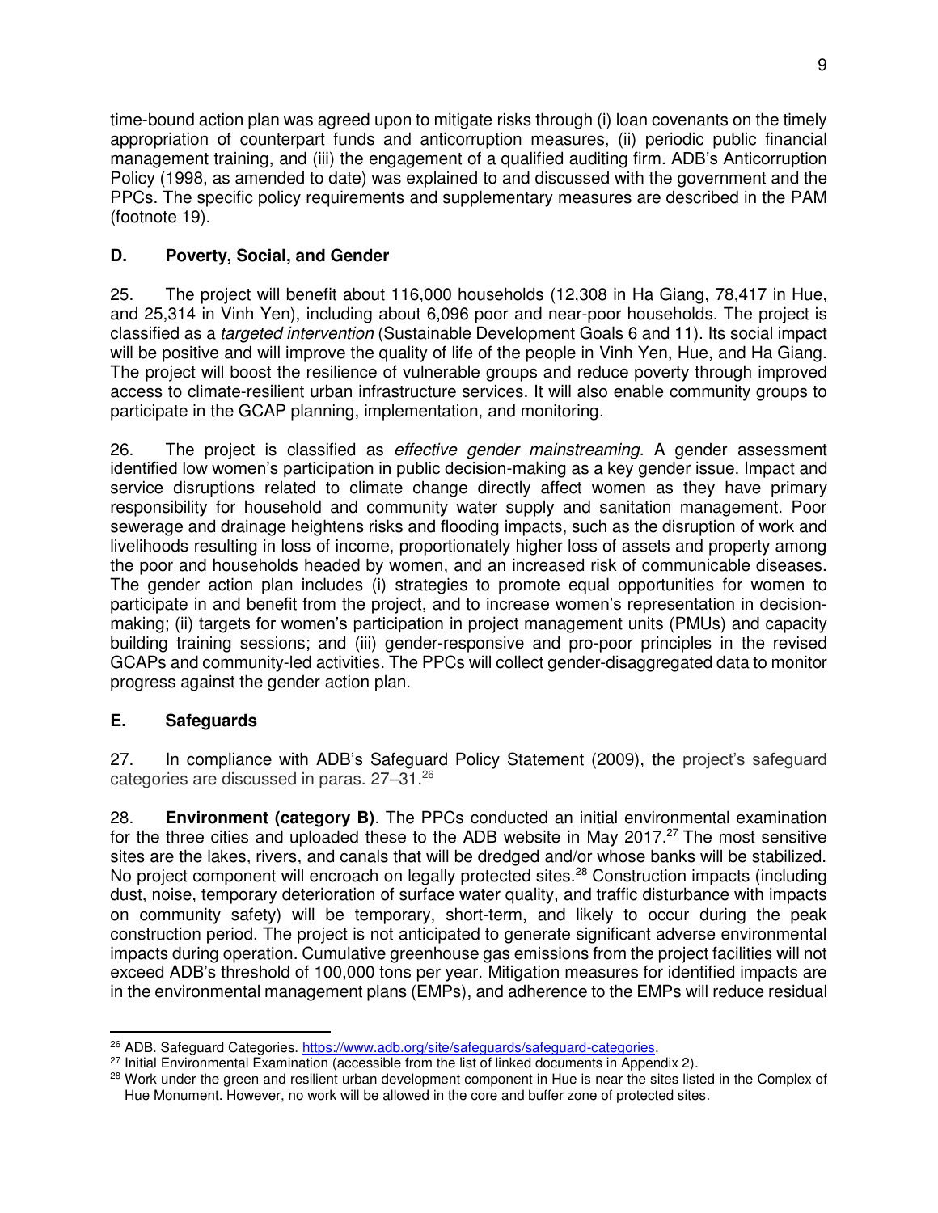time-bound action plan was agreed upon to mitigate risks through (i) loan covenants on the timely appropriation of counterpart funds and anticorruption measures, (ii) periodic public financial management training, and (iii) the engagement of a qualified auditing firm. ADB's Anticorruption Policy (1998, as amended to date) was explained to and discussed with the government and the PPCs. The specific policy requirements and supplementary measures are described in the PAM (footnote 19).

## D. Poverty, Social, and Gender

25. The project will benefit about 116,000 households (12,308 in Ha Giang, 78,417 in Hue, and 25,314 in Vinh Yen), including about 6,096 poor and near-poor households. The project is classified as a *targeted intervention* (Sustainable Development Goals 6 and 11). Its social impact will be positive and will improve the quality of life of the people in Vinh Yen, Hue, and Ha Giang. The project will boost the resilience of vulnerable groups and reduce poverty through improved access to climate-resilient urban infrastructure services. It will also enable community groups to participate in the GCAP planning, implementation, and monitoring.

26. The project is classified as *effective gender mainstreaming*. A gender assessment identified low women's participation in public decision-making as a key gender issue. Impact and service disruptions related to climate change directly affect women as they have primary responsibility for household and community water supply and sanitation management. Poor sewerage and drainage heightens risks and flooding impacts, such as the disruption of work and livelihoods resulting in loss of income, proportionately higher loss of assets and property among the poor and households headed by women, and an increased risk of communicable diseases. The gender action plan includes (i) strategies to promote equal opportunities for women to participate in and benefit from the project, and to increase women's representation in decision-making; (ii) targets for women's participation in project management units (PMUs) and capacity building training sessions; and (iii) gender-responsive and pro-poor principles in the revised GCAPs and community-led activities. The PPCs will collect gender-disaggregated data to monitor progress against the gender action plan.

## E. Safeguards

27. In compliance with ADB's Safeguard Policy Statement (2009), the project's safeguard categories are discussed in paras. 27–31.[26]

28. **Environment (category B)**. The PPCs conducted an initial environmental examination for the three cities and uploaded these to the ADB website in May 2017.[27] The most sensitive sites are the lakes, rivers, and canals that will be dredged and/or whose banks will be stabilized. No project component will encroach on legally protected sites.[28] Construction impacts (including dust, noise, temporary deterioration of surface water quality, and traffic disturbance with impacts on community safety) will be temporary, short-term, and likely to occur during the peak construction period. The project is not anticipated to generate significant adverse environmental impacts during operation. Cumulative greenhouse gas emissions from the project facilities will not exceed ADB's threshold of 100,000 tons per year. Mitigation measures for identified impacts are in the environmental management plans (EMPs), and adherence to the EMPs will reduce residual

[26] ADB. Safeguard Categories. https://www.adb.org/site/safeguards/safeguard-categories.

[27] Initial Environmental Examination (accessible from the list of linked documents in Appendix 2).

[28] Work under the green and resilient urban development component in Hue is near the sites listed in the Complex of Hue Monument. However, no work will be allowed in the core and buffer zone of protected sites.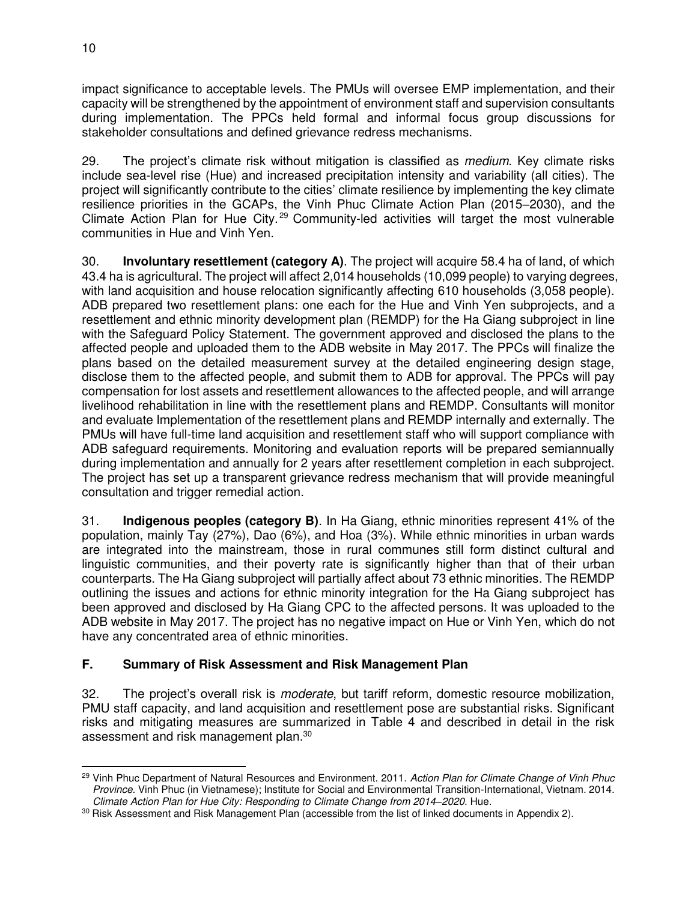impact significance to acceptable levels. The PMUs will oversee EMP implementation, and their capacity will be strengthened by the appointment of environment staff and supervision consultants during implementation. The PPCs held formal and informal focus group discussions for stakeholder consultations and defined grievance redress mechanisms.

29. The project's climate risk without mitigation is classified as *medium*. Key climate risks include sea-level rise (Hue) and increased precipitation intensity and variability (all cities). The project will significantly contribute to the cities' climate resilience by implementing the key climate resilience priorities in the GCAPs, the Vinh Phuc Climate Action Plan (2015–2030), and the Climate Action Plan for Hue City.[29] Community-led activities will target the most vulnerable communities in Hue and Vinh Yen.

30. **Involuntary resettlement (category A)**. The project will acquire 58.4 ha of land, of which 43.4 ha is agricultural. The project will affect 2,014 households (10,099 people) to varying degrees, with land acquisition and house relocation significantly affecting 610 households (3,058 people). ADB prepared two resettlement plans: one each for the Hue and Vinh Yen subprojects, and a resettlement and ethnic minority development plan (REMDP) for the Ha Giang subproject in line with the Safeguard Policy Statement. The government approved and disclosed the plans to the affected people and uploaded them to the ADB website in May 2017. The PPCs will finalize the plans based on the detailed measurement survey at the detailed engineering design stage, disclose them to the affected people, and submit them to ADB for approval. The PPCs will pay compensation for lost assets and resettlement allowances to the affected people, and will arrange livelihood rehabilitation in line with the resettlement plans and REMDP. Consultants will monitor and evaluate Implementation of the resettlement plans and REMDP internally and externally. The PMUs will have full-time land acquisition and resettlement staff who will support compliance with ADB safeguard requirements. Monitoring and evaluation reports will be prepared semiannually during implementation and annually for 2 years after resettlement completion in each subproject. The project has set up a transparent grievance redress mechanism that will provide meaningful consultation and trigger remedial action.

31. **Indigenous peoples (category B)**. In Ha Giang, ethnic minorities represent 41% of the population, mainly Tay (27%), Dao (6%), and Hoa (3%). While ethnic minorities in urban wards are integrated into the mainstream, those in rural communes still form distinct cultural and linguistic communities, and their poverty rate is significantly higher than that of their urban counterparts. The Ha Giang subproject will partially affect about 73 ethnic minorities. The REMDP outlining the issues and actions for ethnic minority integration for the Ha Giang subproject has been approved and disclosed by Ha Giang CPC to the affected persons. It was uploaded to the ADB website in May 2017. The project has no negative impact on Hue or Vinh Yen, which do not have any concentrated area of ethnic minorities.

## F. Summary of Risk Assessment and Risk Management Plan

32. The project's overall risk is *moderate*, but tariff reform, domestic resource mobilization, PMU staff capacity, and land acquisition and resettlement pose are substantial risks. Significant risks and mitigating measures are summarized in Table 4 and described in detail in the risk assessment and risk management plan.[30]

---

[29] Vinh Phuc Department of Natural Resources and Environment. 2011. *Action Plan for Climate Change of Vinh Phuc Province*. Vinh Phuc (in Vietnamese); Institute for Social and Environmental Transition-International, Vietnam. 2014. *Climate Action Plan for Hue City: Responding to Climate Change from 2014–2020*. Hue.

[30] Risk Assessment and Risk Management Plan (accessible from the list of linked documents in Appendix 2).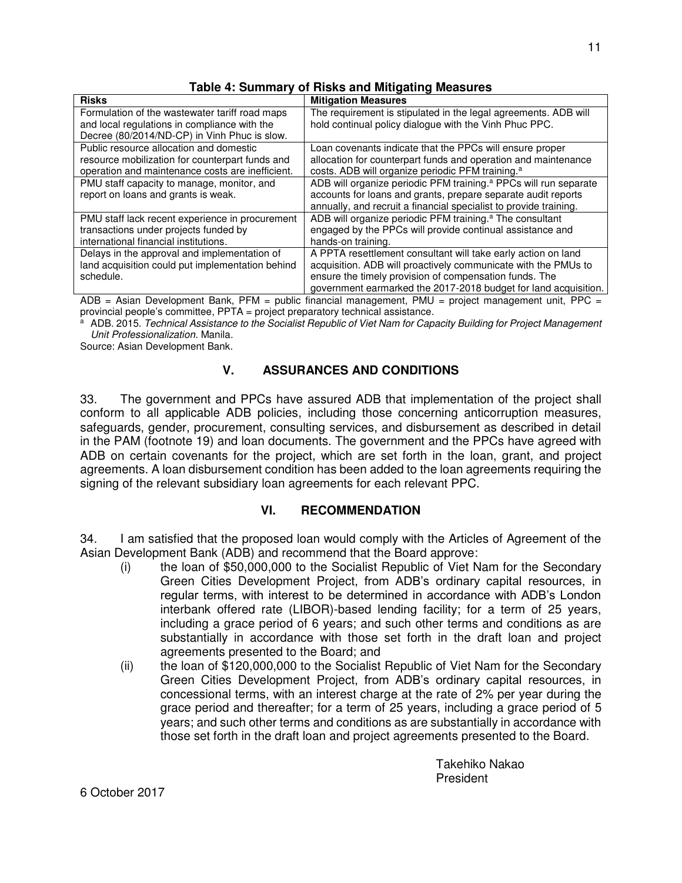**Table 4: Summary of Risks and Mitigating Measures**

| Risks | Mitigation Measures |
|---|---|
| Formulation of the wastewater tariff road maps and local regulations in compliance with the Decree (80/2014/ND-CP) in Vinh Phuc is slow. | The requirement is stipulated in the legal agreements. ADB will hold continual policy dialogue with the Vinh Phuc PPC. |
| Public resource allocation and domestic resource mobilization for counterpart funds and operation and maintenance costs are inefficient. | Loan covenants indicate that the PPCs will ensure proper allocation for counterpart funds and operation and maintenance costs. ADB will organize periodic PFM training.[a] |
| PMU staff capacity to manage, monitor, and report on loans and grants is weak. | ADB will organize periodic PFM training.[a] PPCs will run separate accounts for loans and grants, prepare separate audit reports annually, and recruit a financial specialist to provide training. |
| PMU staff lack recent experience in procurement transactions under projects funded by international financial institutions. | ADB will organize periodic PFM training.[a] The consultant engaged by the PPCs will provide continual assistance and hands-on training. |
| Delays in the approval and implementation of land acquisition could put implementation behind schedule. | A PPTA resettlement consultant will take early action on land acquisition. ADB will proactively communicate with the PMUs to ensure the timely provision of compensation funds. The government earmarked the 2017-2018 budget for land acquisition. |

ADB = Asian Development Bank, PFM = public financial management, PMU = project management unit, PPC = provincial people's committee, PPTA = project preparatory technical assistance.

[a] ADB. 2015. *Technical Assistance to the Socialist Republic of Viet Nam for Capacity Building for Project Management Unit Professionalization.* Manila.

Source: Asian Development Bank.

## V. ASSURANCES AND CONDITIONS

33. The government and PPCs have assured ADB that implementation of the project shall conform to all applicable ADB policies, including those concerning anticorruption measures, safeguards, gender, procurement, consulting services, and disbursement as described in detail in the PAM (footnote 19) and loan documents. The government and the PPCs have agreed with ADB on certain covenants for the project, which are set forth in the loan, grant, and project agreements. A loan disbursement condition has been added to the loan agreements requiring the signing of the relevant subsidiary loan agreements for each relevant PPC.

## VI. RECOMMENDATION

34. I am satisfied that the proposed loan would comply with the Articles of Agreement of the Asian Development Bank (ADB) and recommend that the Board approve:

(i) the loan of $50,000,000 to the Socialist Republic of Viet Nam for the Secondary Green Cities Development Project, from ADB's ordinary capital resources, in regular terms, with interest to be determined in accordance with ADB's London interbank offered rate (LIBOR)-based lending facility; for a term of 25 years, including a grace period of 6 years; and such other terms and conditions as are substantially in accordance with those set forth in the draft loan and project agreements presented to the Board; and

(ii) the loan of $120,000,000 to the Socialist Republic of Viet Nam for the Secondary Green Cities Development Project, from ADB's ordinary capital resources, in concessional terms, with an interest charge at the rate of 2% per year during the grace period and thereafter; for a term of 25 years, including a grace period of 5 years; and such other terms and conditions as are substantially in accordance with those set forth in the draft loan and project agreements presented to the Board.

Takehiko Nakao
President

6 October 2017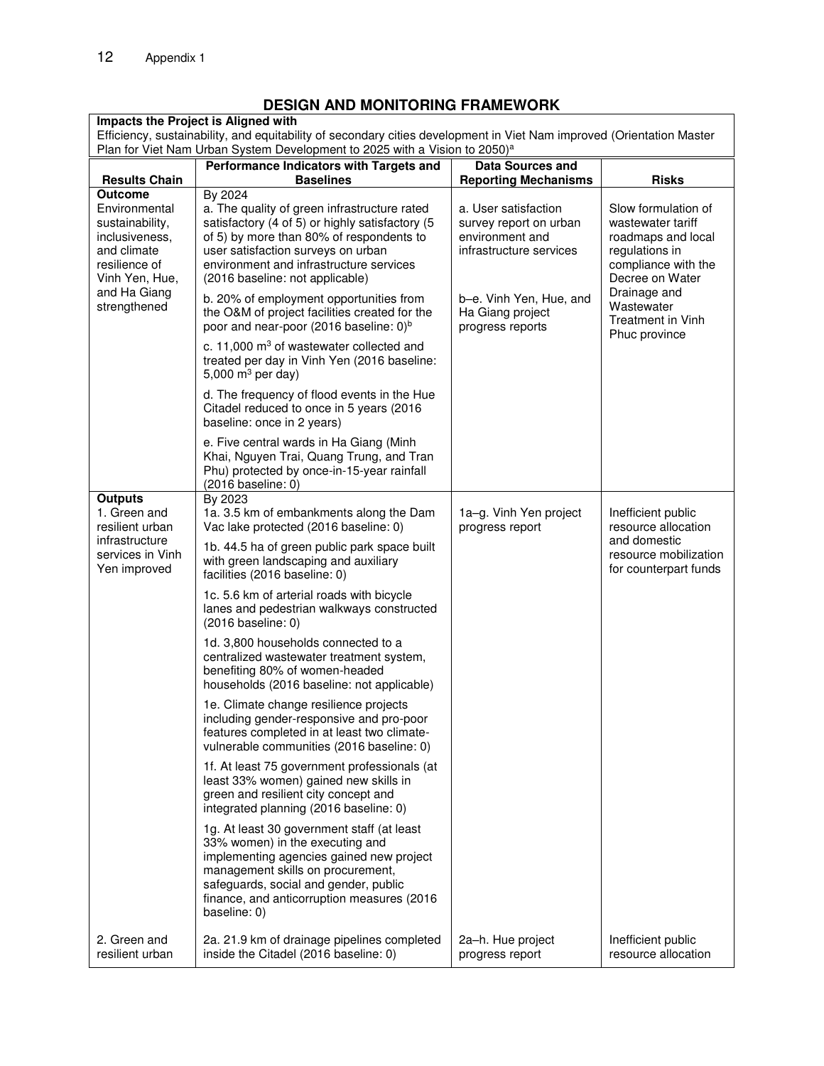## DESIGN AND MONITORING FRAMEWORK

**Impacts the Project is Aligned with**

Efficiency, sustainability, and equitability of secondary cities development in Viet Nam improved (Orientation Master Plan for Viet Nam Urban System Development to 2025 with a Vision to 2050)[a]

| Results Chain | Performance Indicators with Targets and Baselines | Data Sources and Reporting Mechanisms | Risks |
|---|---|---|---|
| **Outcome**<br>Environmental sustainability, inclusiveness, and climate resilience of Vinh Yen, Hue, and Ha Giang strengthened | By 2024<br>a. The quality of green infrastructure rated satisfactory (4 of 5) or highly satisfactory (5 of 5) by more than 80% of respondents to user satisfaction surveys on urban environment and infrastructure services (2016 baseline: not applicable) | a. User satisfaction survey report on urban environment and infrastructure services | Slow formulation of wastewater tariff roadmaps and local regulations in compliance with the Decree on Water Drainage and Wastewater Treatment in Vinh Phuc province |
| | b. 20% of employment opportunities from the O&M of project facilities created for the poor and near-poor (2016 baseline: 0)[b] | b–e. Vinh Yen, Hue, and Ha Giang project progress reports | |
| | c. 11,000 $m^3$ of wastewater collected and treated per day in Vinh Yen (2016 baseline: 5,000 $m^3$ per day) | | |
| | d. The frequency of flood events in the Hue Citadel reduced to once in 5 years (2016 baseline: once in 2 years) | | |
| | e. Five central wards in Ha Giang (Minh Khai, Nguyen Trai, Quang Trung, and Tran Phu) protected by once-in-15-year rainfall (2016 baseline: 0) | | |
| **Outputs**<br>1. Green and resilient urban infrastructure services in Vinh Yen improved | By 2023<br>1a. 3.5 km of embankments along the Dam Vac lake protected (2016 baseline: 0) | 1a–g. Vinh Yen project progress report | Inefficient public resource allocation and domestic resource mobilization for counterpart funds |
| | 1b. 44.5 ha of green public park space built with green landscaping and auxiliary facilities (2016 baseline: 0) | | |
| | 1c. 5.6 km of arterial roads with bicycle lanes and pedestrian walkways constructed (2016 baseline: 0) | | |
| | 1d. 3,800 households connected to a centralized wastewater treatment system, benefiting 80% of women-headed households (2016 baseline: not applicable) | | |
| | 1e. Climate change resilience projects including gender-responsive and pro-poor features completed in at least two climate-vulnerable communities (2016 baseline: 0) | | |
| | 1f. At least 75 government professionals (at least 33% women) gained new skills in green and resilient city concept and integrated planning (2016 baseline: 0) | | |
| | 1g. At least 30 government staff (at least 33% women) in the executing and implementing agencies gained new project management skills on procurement, safeguards, social and gender, public finance, and anticorruption measures (2016 baseline: 0) | | |
| 2. Green and resilient urban | 2a. 21.9 km of drainage pipelines completed inside the Citadel (2016 baseline: 0) | 2a–h. Hue project progress report | Inefficient public resource allocation |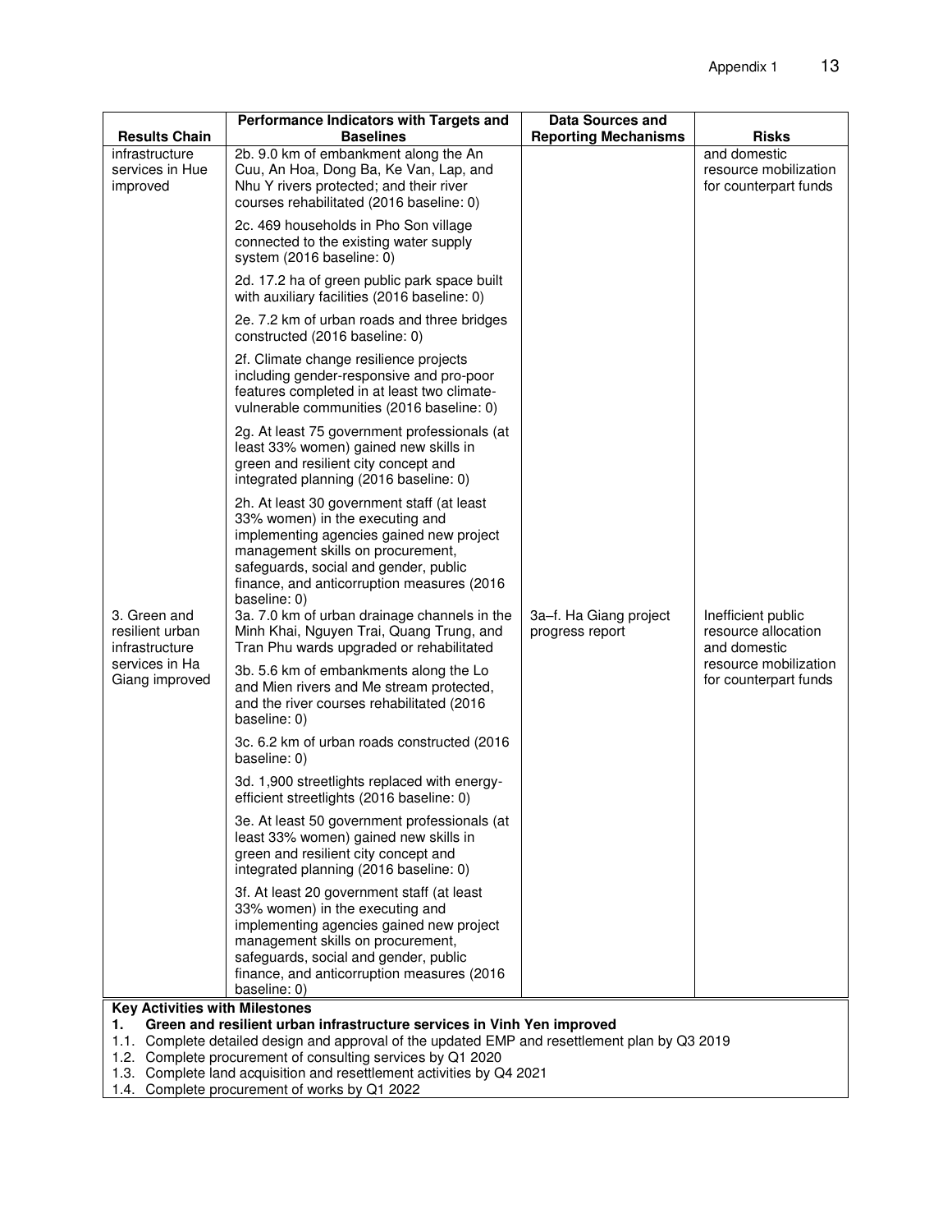| Results Chain | Performance Indicators with Targets and Baselines | Data Sources and Reporting Mechanisms | Risks |
|---|---|---|---|
| infrastructure services in Hue improved | 2b. 9.0 km of embankment along the An Cuu, An Hoa, Dong Ba, Ke Van, Lap, and Nhu Y rivers protected; and their river courses rehabilitated (2016 baseline: 0) | | and domestic resource mobilization for counterpart funds |
| | 2c. 469 households in Pho Son village connected to the existing water supply system (2016 baseline: 0) | | |
| | 2d. 17.2 ha of green public park space built with auxiliary facilities (2016 baseline: 0) | | |
| | 2e. 7.2 km of urban roads and three bridges constructed (2016 baseline: 0) | | |
| | 2f. Climate change resilience projects including gender-responsive and pro-poor features completed in at least two climate-vulnerable communities (2016 baseline: 0) | | |
| | 2g. At least 75 government professionals (at least 33% women) gained new skills in green and resilient city concept and integrated planning (2016 baseline: 0) | | |
| | 2h. At least 30 government staff (at least 33% women) in the executing and implementing agencies gained new project management skills on procurement, safeguards, social and gender, public finance, and anticorruption measures (2016 baseline: 0) | | |
| 3. Green and resilient urban infrastructure services in Ha Giang improved | 3a. 7.0 km of urban drainage channels in the Minh Khai, Nguyen Trai, Quang Trung, and Tran Phu wards upgraded or rehabilitated | 3a–f. Ha Giang project progress report | Inefficient public resource allocation and domestic resource mobilization for counterpart funds |
| | 3b. 5.6 km of embankments along the Lo and Mien rivers and Me stream protected, and the river courses rehabilitated (2016 baseline: 0) | | |
| | 3c. 6.2 km of urban roads constructed (2016 baseline: 0) | | |
| | 3d. 1,900 streetlights replaced with energy-efficient streetlights (2016 baseline: 0) | | |
| | 3e. At least 50 government professionals (at least 33% women) gained new skills in green and resilient city concept and integrated planning (2016 baseline: 0) | | |
| | 3f. At least 20 government staff (at least 33% women) in the executing and implementing agencies gained new project management skills on procurement, safeguards, social and gender, public finance, and anticorruption measures (2016 baseline: 0) | | |

**Key Activities with Milestones**

**1. Green and resilient urban infrastructure services in Vinh Yen improved**

1.1. Complete detailed design and approval of the updated EMP and resettlement plan by Q3 2019
1.2. Complete procurement of consulting services by Q1 2020
1.3. Complete land acquisition and resettlement activities by Q4 2021
1.4. Complete procurement of works by Q1 2022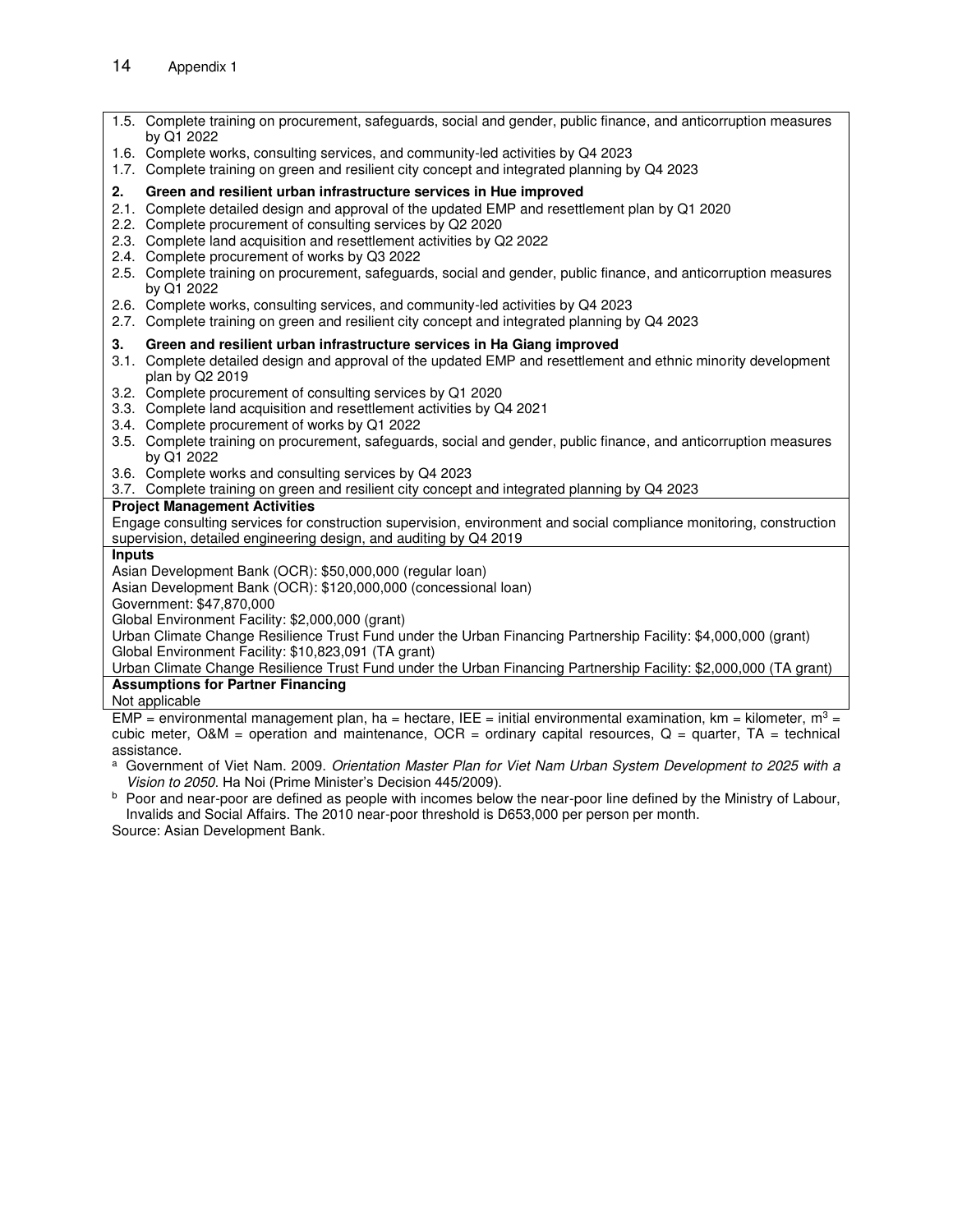1.5. Complete training on procurement, safeguards, social and gender, public finance, and anticorruption measures by Q1 2022
1.6. Complete works, consulting services, and community-led activities by Q4 2023
1.7. Complete training on green and resilient city concept and integrated planning by Q4 2023

**2. Green and resilient urban infrastructure services in Hue improved**

2.1. Complete detailed design and approval of the updated EMP and resettlement plan by Q1 2020
2.2. Complete procurement of consulting services by Q2 2020
2.3. Complete land acquisition and resettlement activities by Q2 2022
2.4. Complete procurement of works by Q3 2022
2.5. Complete training on procurement, safeguards, social and gender, public finance, and anticorruption measures by Q1 2022
2.6. Complete works, consulting services, and community-led activities by Q4 2023
2.7. Complete training on green and resilient city concept and integrated planning by Q4 2023

**3. Green and resilient urban infrastructure services in Ha Giang improved**

3.1. Complete detailed design and approval of the updated EMP and resettlement and ethnic minority development plan by Q2 2019
3.2. Complete procurement of consulting services by Q1 2020
3.3. Complete land acquisition and resettlement activities by Q4 2021
3.4. Complete procurement of works by Q1 2022
3.5. Complete training on procurement, safeguards, social and gender, public finance, and anticorruption measures by Q1 2022
3.6. Complete works and consulting services by Q4 2023
3.7. Complete training on green and resilient city concept and integrated planning by Q4 2023

**Project Management Activities**

Engage consulting services for construction supervision, environment and social compliance monitoring, construction supervision, detailed engineering design, and auditing by Q4 2019

**Inputs**

Asian Development Bank (OCR): $50,000,000 (regular loan)
Asian Development Bank (OCR): $120,000,000 (concessional loan)
Government: $47,870,000
Global Environment Facility: $2,000,000 (grant)
Urban Climate Change Resilience Trust Fund under the Urban Financing Partnership Facility: $4,000,000 (grant)
Global Environment Facility: $10,823,091 (TA grant)
Urban Climate Change Resilience Trust Fund under the Urban Financing Partnership Facility: $2,000,000 (TA grant)

**Assumptions for Partner Financing**

Not applicable

EMP = environmental management plan, ha = hectare, IEE = initial environmental examination, km = kilometer, $m^3$ = cubic meter, O&M = operation and maintenance, OCR = ordinary capital resources, Q = quarter, TA = technical assistance.

[a] Government of Viet Nam. 2009. *Orientation Master Plan for Viet Nam Urban System Development to 2025 with a Vision to 2050*. Ha Noi (Prime Minister's Decision 445/2009).

[b] Poor and near-poor are defined as people with incomes below the near-poor line defined by the Ministry of Labour, Invalids and Social Affairs. The 2010 near-poor threshold is D653,000 per person per month.

Source: Asian Development Bank.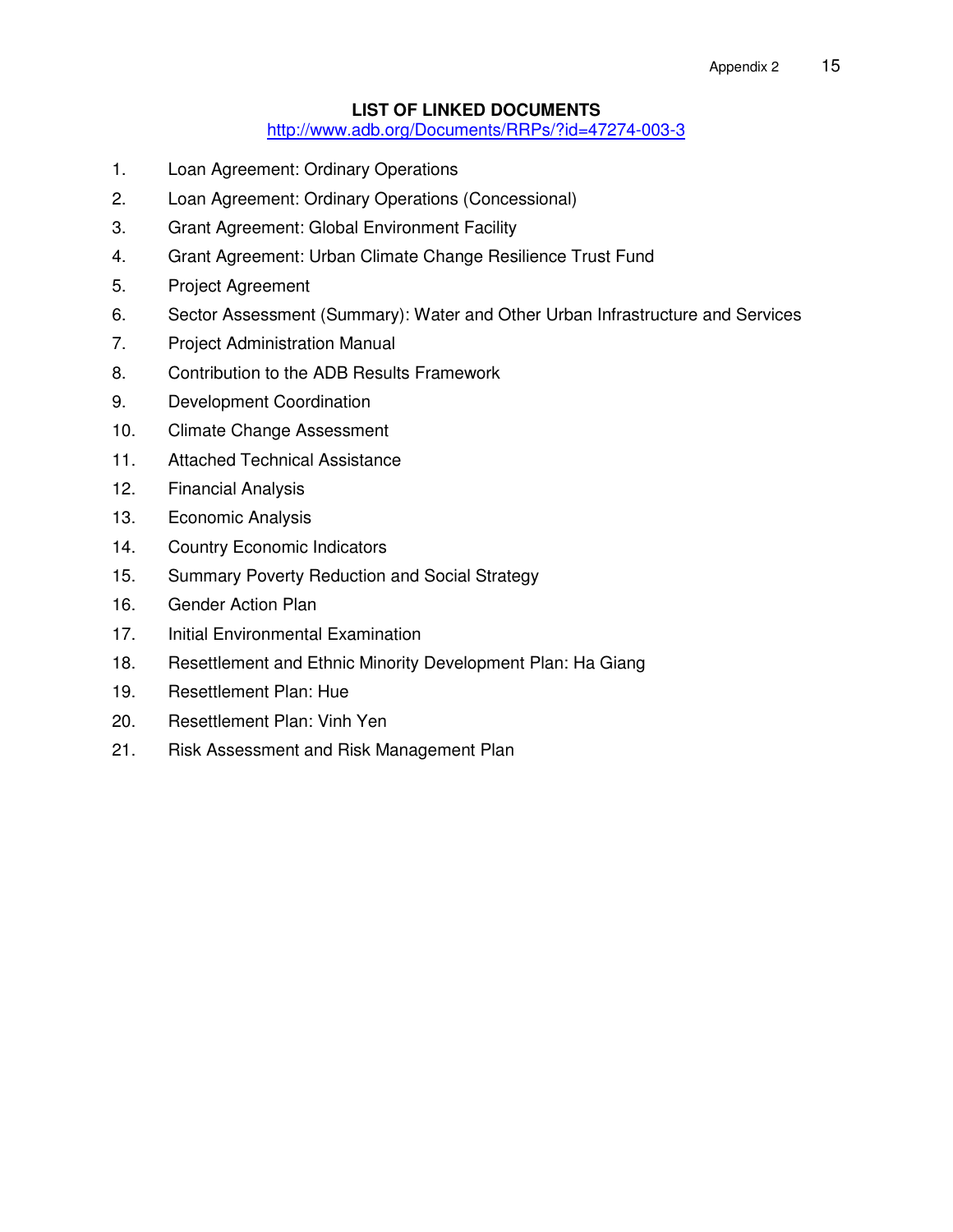## LIST OF LINKED DOCUMENTS

http://www.adb.org/Documents/RRPs/?id=47274-003-3

1. Loan Agreement: Ordinary Operations
2. Loan Agreement: Ordinary Operations (Concessional)
3. Grant Agreement: Global Environment Facility
4. Grant Agreement: Urban Climate Change Resilience Trust Fund
5. Project Agreement
6. Sector Assessment (Summary): Water and Other Urban Infrastructure and Services
7. Project Administration Manual
8. Contribution to the ADB Results Framework
9. Development Coordination
10. Climate Change Assessment
11. Attached Technical Assistance
12. Financial Analysis
13. Economic Analysis
14. Country Economic Indicators
15. Summary Poverty Reduction and Social Strategy
16. Gender Action Plan
17. Initial Environmental Examination
18. Resettlement and Ethnic Minority Development Plan: Ha Giang
19. Resettlement Plan: Hue
20. Resettlement Plan: Vinh Yen
21. Risk Assessment and Risk Management Plan